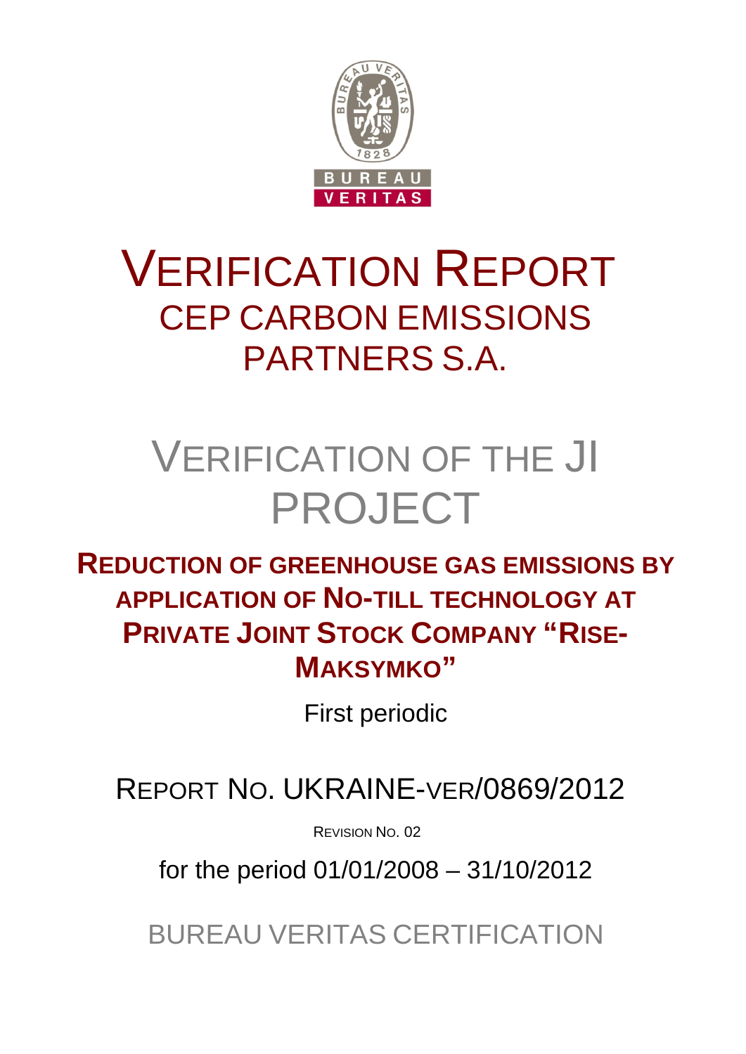BUREAU VERITAS

# VERIFICATION REPORT

## CEP CARBON EMISSIONS PARTNERS S.A.

# VERIFICATION OF THE JI PROJECT

## REDUCTION OF GREENHOUSE GAS EMISSIONS BY APPLICATION OF NO-TILL TECHNOLOGY AT PRIVATE JOINT STOCK COMPANY "RISE-MAKSYMKO"

First periodic

REPORT NO. UKRAINE-VER/0869/2012

REVISION NO. 02

for the period 01/01/2008 – 31/10/2012

BUREAU VERITAS CERTIFICATION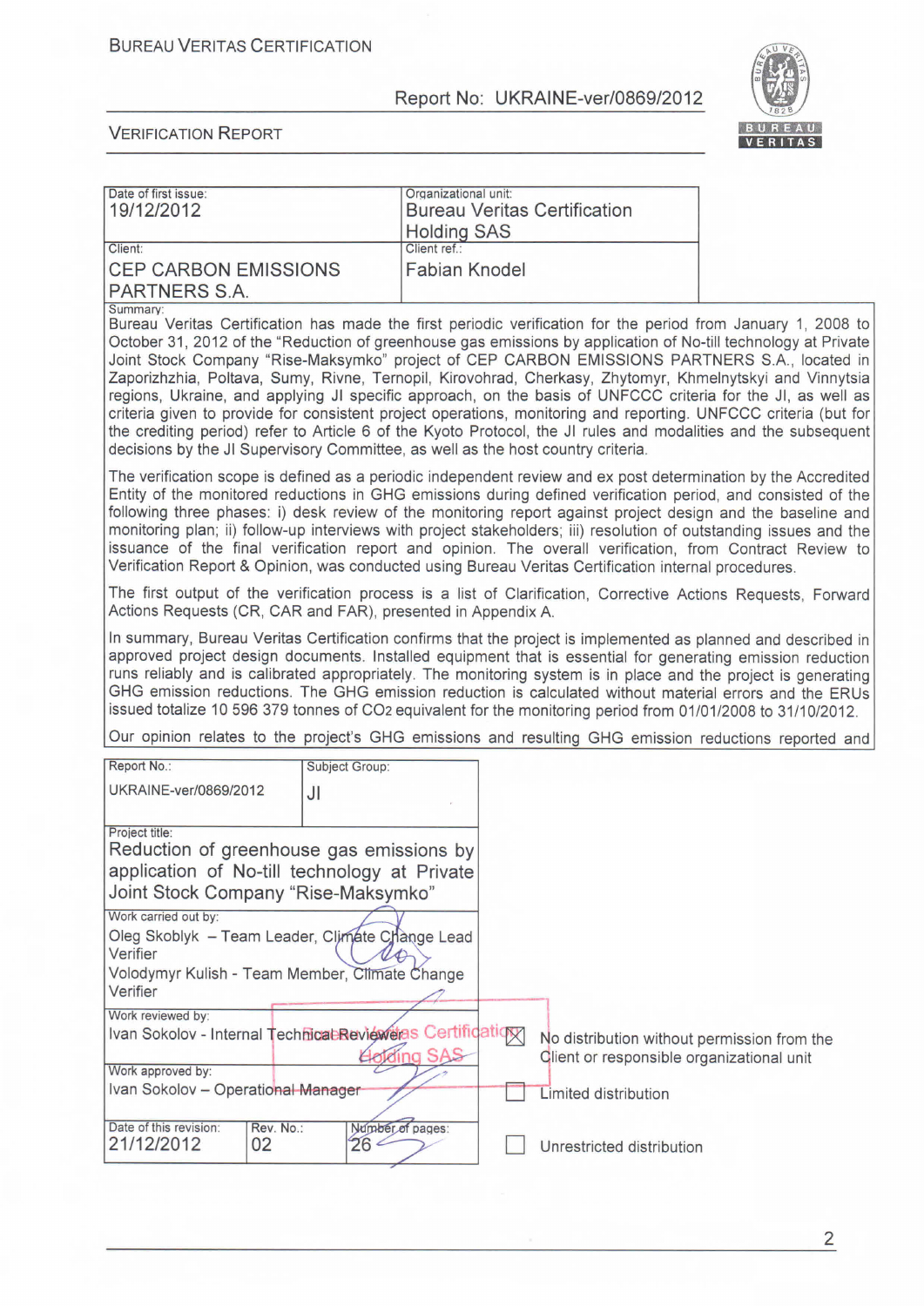| Date of first issue: | Organizational unit: |
|---|---|
| 19/12/2012 | Bureau Veritas Certification Holding SAS |
| Client: | Client ref.: |
| CEP CARBON EMISSIONS PARTNERS S.A. | Fabian Knodel |

Summary:

Bureau Veritas Certification has made the first periodic verification for the period from January 1, 2008 to October 31, 2012 of the "Reduction of greenhouse gas emissions by application of No-till technology at Private Joint Stock Company "Rise-Maksymko" project of CEP CARBON EMISSIONS PARTNERS S.A., located in Zaporizhzhia, Poltava, Sumy, Rivne, Ternopil, Kirovohrad, Cherkasy, Zhytomyr, Khmelnytskyi and Vinnytsia regions, Ukraine, and applying JI specific approach, on the basis of UNFCCC criteria for the JI, as well as criteria given to provide for consistent project operations, monitoring and reporting. UNFCCC criteria (but for the crediting period) refer to Article 6 of the Kyoto Protocol, the JI rules and modalities and the subsequent decisions by the JI Supervisory Committee, as well as the host country criteria.

The verification scope is defined as a periodic independent review and ex post determination by the Accredited Entity of the monitored reductions in GHG emissions during defined verification period, and consisted of the following three phases: i) desk review of the monitoring report against project design and the baseline and monitoring plan; ii) follow-up interviews with project stakeholders; iii) resolution of outstanding issues and the issuance of the final verification report and opinion. The overall verification, from Contract Review to Verification Report & Opinion, was conducted using Bureau Veritas Certification internal procedures.

The first output of the verification process is a list of Clarification, Corrective Actions Requests, Forward Actions Requests (CR, CAR and FAR), presented in Appendix A.

In summary, Bureau Veritas Certification confirms that the project is implemented as planned and described in approved project design documents. Installed equipment that is essential for generating emission reduction runs reliably and is calibrated appropriately. The monitoring system is in place and the project is generating GHG emission reductions. The GHG emission reduction is calculated without material errors and the ERUs issued totalize 10 596 379 tonnes of $CO_2$ equivalent for the monitoring period from 01/01/2008 to 31/10/2012.

Our opinion relates to the project's GHG emissions and resulting GHG emission reductions reported and

| Report No.: | Subject Group: |
|---|---|
| UKRAINE-ver/0869/2012 | JI |

Project title:
Reduction of greenhouse gas emissions by application of No-till technology at Private Joint Stock Company "Rise-Maksymko"

Work carried out by:
Oleg Skoblyk – Team Leader, Climate Change Lead Verifier
Volodymyr Kulish - Team Member, Climate Change Verifier

Work reviewed by:
Ivan Sokolov - Internal Technical Reviewer

Work approved by:
Ivan Sokolov – Operational Manager

| Date of this revision: | Rev. No.: | Number of pages: |
|---|---|---|
| 21/12/2012 | 02 | 26 |

- [x] No distribution without permission from the Client or responsible organizational unit
- [ ] Limited distribution
- [ ] Unrestricted distribution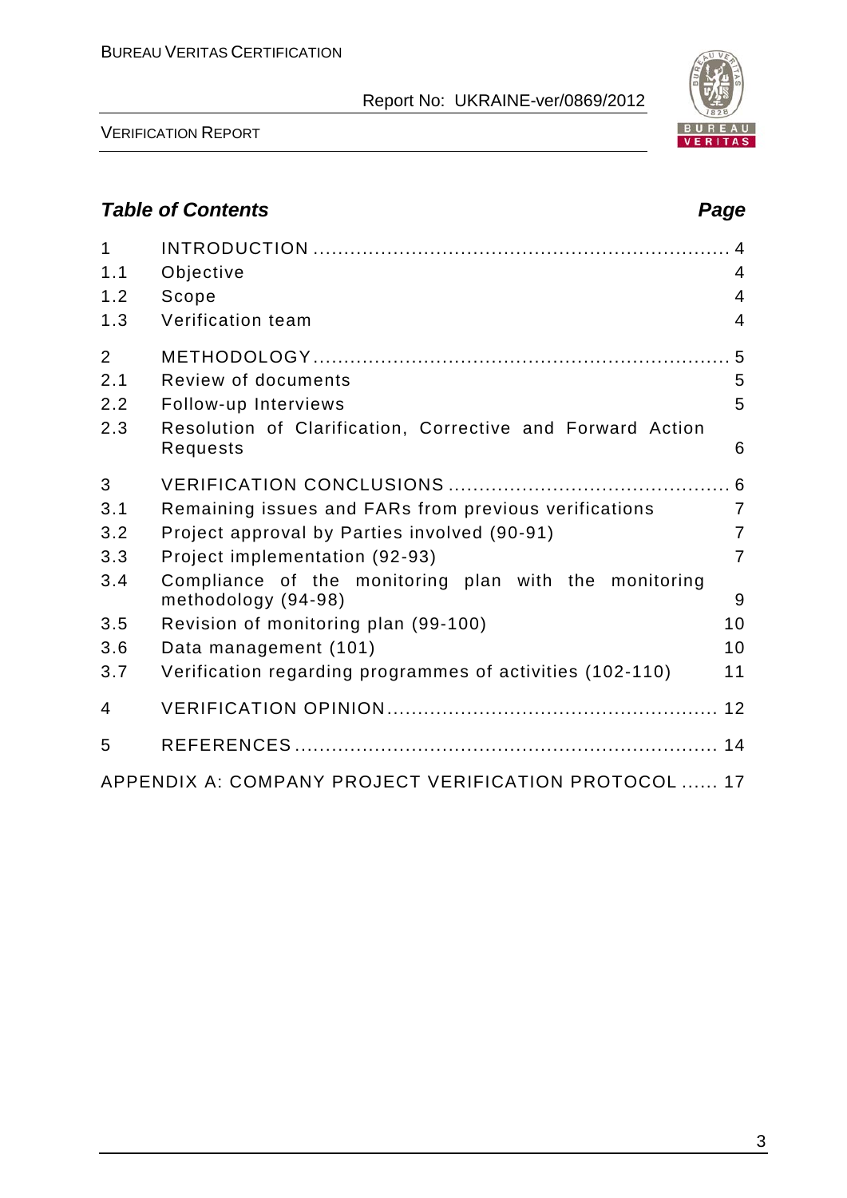## *Table of Contents* **Page**

| | | |
|---|---|---|
| 1 | INTRODUCTION | 4 |
| 1.1 | Objective | 4 |
| 1.2 | Scope | 4 |
| 1.3 | Verification team | 4 |
| 2 | METHODOLOGY | 5 |
| 2.1 | Review of documents | 5 |
| 2.2 | Follow-up Interviews | 5 |
| 2.3 | Resolution of Clarification, Corrective and Forward Action Requests | 6 |
| 3 | VERIFICATION CONCLUSIONS | 6 |
| 3.1 | Remaining issues and FARs from previous verifications | 7 |
| 3.2 | Project approval by Parties involved (90-91) | 7 |
| 3.3 | Project implementation (92-93) | 7 |
| 3.4 | Compliance of the monitoring plan with the monitoring methodology (94-98) | 9 |
| 3.5 | Revision of monitoring plan (99-100) | 10 |
| 3.6 | Data management (101) | 10 |
| 3.7 | Verification regarding programmes of activities (102-110) | 11 |
| 4 | VERIFICATION OPINION | 12 |
| 5 | REFERENCES | 14 |
| | APPENDIX A: COMPANY PROJECT VERIFICATION PROTOCOL | 17 |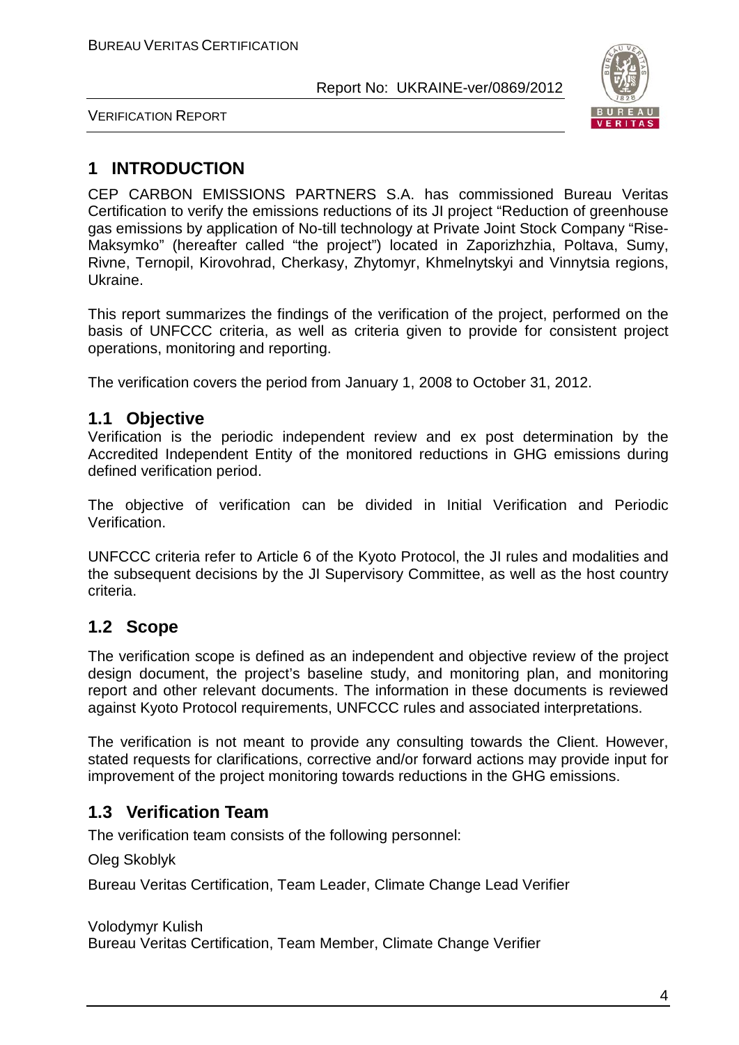# 1 INTRODUCTION

CEP CARBON EMISSIONS PARTNERS S.A. has commissioned Bureau Veritas Certification to verify the emissions reductions of its JI project "Reduction of greenhouse gas emissions by application of No-till technology at Private Joint Stock Company "Rise-Maksymko" (hereafter called "the project") located in Zaporizhzhia, Poltava, Sumy, Rivne, Ternopil, Kirovohrad, Cherkasy, Zhytomyr, Khmelnytskyi and Vinnytsia regions, Ukraine.

This report summarizes the findings of the verification of the project, performed on the basis of UNFCCC criteria, as well as criteria given to provide for consistent project operations, monitoring and reporting.

The verification covers the period from January 1, 2008 to October 31, 2012.

## 1.1 Objective

Verification is the periodic independent review and ex post determination by the Accredited Independent Entity of the monitored reductions in GHG emissions during defined verification period.

The objective of verification can be divided in Initial Verification and Periodic Verification.

UNFCCC criteria refer to Article 6 of the Kyoto Protocol, the JI rules and modalities and the subsequent decisions by the JI Supervisory Committee, as well as the host country criteria.

## 1.2 Scope

The verification scope is defined as an independent and objective review of the project design document, the project's baseline study, and monitoring plan, and monitoring report and other relevant documents. The information in these documents is reviewed against Kyoto Protocol requirements, UNFCCC rules and associated interpretations.

The verification is not meant to provide any consulting towards the Client. However, stated requests for clarifications, corrective and/or forward actions may provide input for improvement of the project monitoring towards reductions in the GHG emissions.

## 1.3 Verification Team

The verification team consists of the following personnel:

Oleg Skoblyk

Bureau Veritas Certification, Team Leader, Climate Change Lead Verifier

Volodymyr Kulish
Bureau Veritas Certification, Team Member, Climate Change Verifier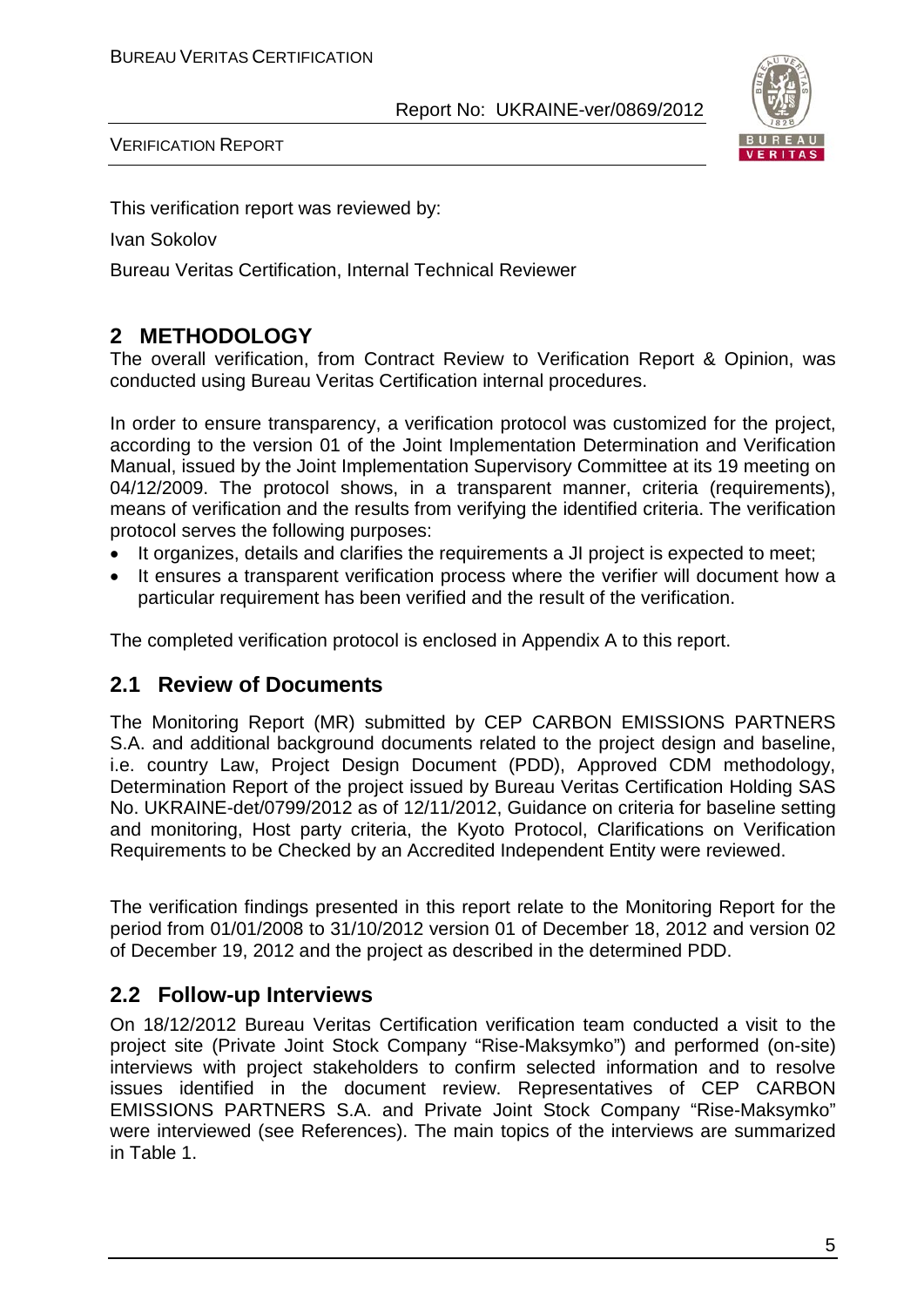This verification report was reviewed by:

Ivan Sokolov

Bureau Veritas Certification, Internal Technical Reviewer

## 2 METHODOLOGY

The overall verification, from Contract Review to Verification Report & Opinion, was conducted using Bureau Veritas Certification internal procedures.

In order to ensure transparency, a verification protocol was customized for the project, according to the version 01 of the Joint Implementation Determination and Verification Manual, issued by the Joint Implementation Supervisory Committee at its 19 meeting on 04/12/2009. The protocol shows, in a transparent manner, criteria (requirements), means of verification and the results from verifying the identified criteria. The verification protocol serves the following purposes:

- It organizes, details and clarifies the requirements a JI project is expected to meet;
- It ensures a transparent verification process where the verifier will document how a particular requirement has been verified and the result of the verification.

The completed verification protocol is enclosed in Appendix A to this report.

### 2.1 Review of Documents

The Monitoring Report (MR) submitted by CEP CARBON EMISSIONS PARTNERS S.A. and additional background documents related to the project design and baseline, i.e. country Law, Project Design Document (PDD), Approved CDM methodology, Determination Report of the project issued by Bureau Veritas Certification Holding SAS No. UKRAINE-det/0799/2012 as of 12/11/2012, Guidance on criteria for baseline setting and monitoring, Host party criteria, the Kyoto Protocol, Clarifications on Verification Requirements to be Checked by an Accredited Independent Entity were reviewed.

The verification findings presented in this report relate to the Monitoring Report for the period from 01/01/2008 to 31/10/2012 version 01 of December 18, 2012 and version 02 of December 19, 2012 and the project as described in the determined PDD.

### 2.2 Follow-up Interviews

On 18/12/2012 Bureau Veritas Certification verification team conducted a visit to the project site (Private Joint Stock Company "Rise-Maksymko") and performed (on-site) interviews with project stakeholders to confirm selected information and to resolve issues identified in the document review. Representatives of CEP CARBON EMISSIONS PARTNERS S.A. and Private Joint Stock Company "Rise-Maksymko" were interviewed (see References). The main topics of the interviews are summarized in Table 1.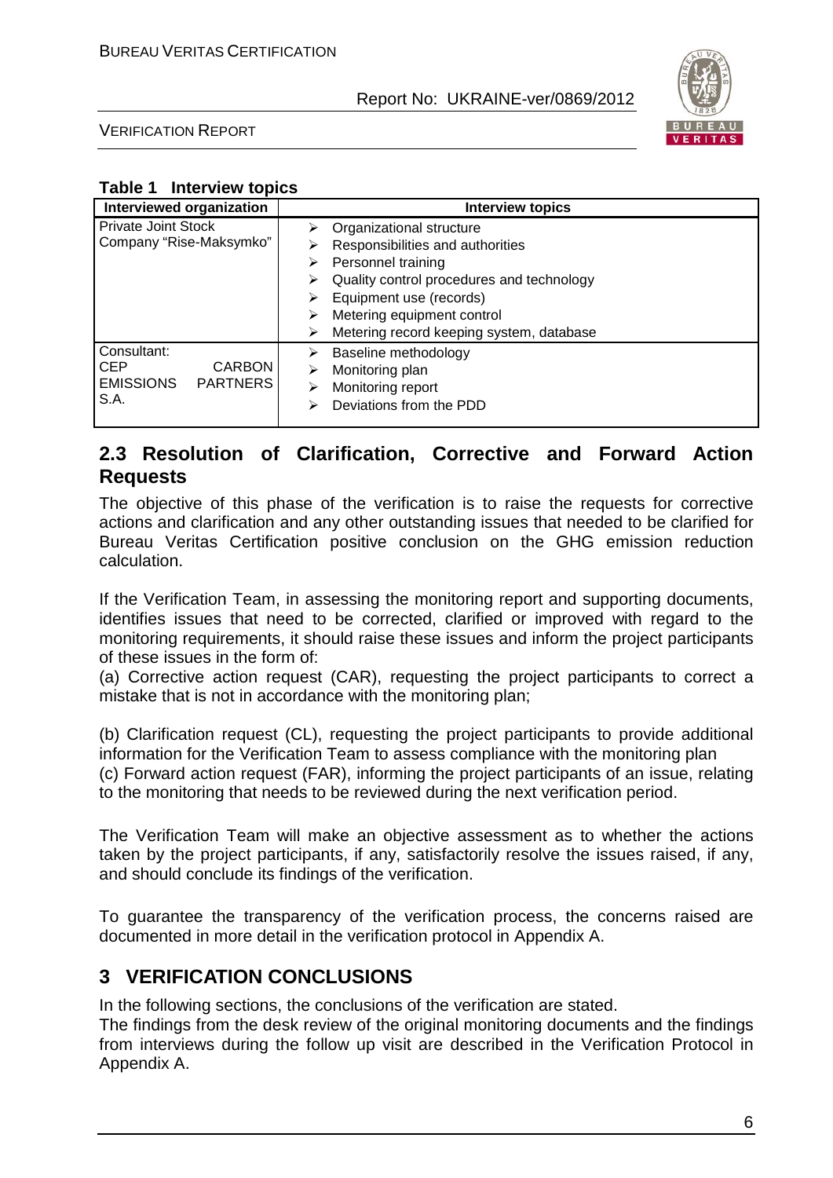**Table 1 Interview topics**

| Interviewed organization | Interview topics |
|---|---|
| Private Joint Stock Company "Rise-Maksymko" | ➢ Organizational structure<br>➢ Responsibilities and authorities<br>➢ Personnel training<br>➢ Quality control procedures and technology<br>➢ Equipment use (records)<br>➢ Metering equipment control<br>➢ Metering record keeping system, database |
| Consultant: CEP CARBON EMISSIONS PARTNERS S.A. | ➢ Baseline methodology<br>➢ Monitoring plan<br>➢ Monitoring report<br>➢ Deviations from the PDD |

## 2.3 Resolution of Clarification, Corrective and Forward Action Requests

The objective of this phase of the verification is to raise the requests for corrective actions and clarification and any other outstanding issues that needed to be clarified for Bureau Veritas Certification positive conclusion on the GHG emission reduction calculation.

If the Verification Team, in assessing the monitoring report and supporting documents, identifies issues that need to be corrected, clarified or improved with regard to the monitoring requirements, it should raise these issues and inform the project participants of these issues in the form of:

(a) Corrective action request (CAR), requesting the project participants to correct a mistake that is not in accordance with the monitoring plan;

(b) Clarification request (CL), requesting the project participants to provide additional information for the Verification Team to assess compliance with the monitoring plan

(c) Forward action request (FAR), informing the project participants of an issue, relating to the monitoring that needs to be reviewed during the next verification period.

The Verification Team will make an objective assessment as to whether the actions taken by the project participants, if any, satisfactorily resolve the issues raised, if any, and should conclude its findings of the verification.

To guarantee the transparency of the verification process, the concerns raised are documented in more detail in the verification protocol in Appendix A.

# 3 VERIFICATION CONCLUSIONS

In the following sections, the conclusions of the verification are stated.

The findings from the desk review of the original monitoring documents and the findings from interviews during the follow up visit are described in the Verification Protocol in Appendix A.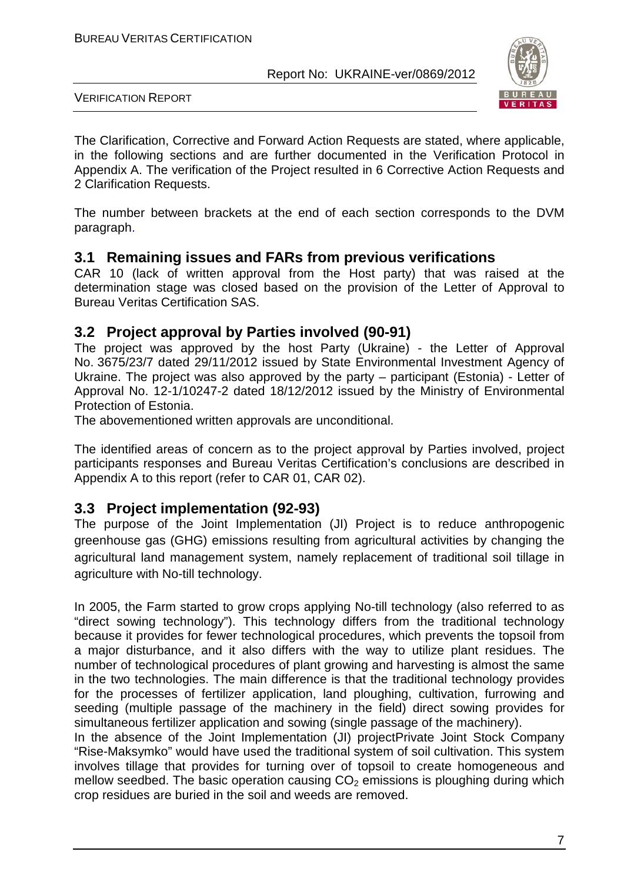The Clarification, Corrective and Forward Action Requests are stated, where applicable, in the following sections and are further documented in the Verification Protocol in Appendix A. The verification of the Project resulted in 6 Corrective Action Requests and 2 Clarification Requests.

The number between brackets at the end of each section corresponds to the DVM paragraph.

## 3.1 Remaining issues and FARs from previous verifications

CAR 10 (lack of written approval from the Host party) that was raised at the determination stage was closed based on the provision of the Letter of Approval to Bureau Veritas Certification SAS.

## 3.2 Project approval by Parties involved (90-91)

The project was approved by the host Party (Ukraine) - the Letter of Approval No. 3675/23/7 dated 29/11/2012 issued by State Environmental Investment Agency of Ukraine. The project was also approved by the party – participant (Estonia) - Letter of Approval No. 12-1/10247-2 dated 18/12/2012 issued by the Ministry of Environmental Protection of Estonia.

The abovementioned written approvals are unconditional.

The identified areas of concern as to the project approval by Parties involved, project participants responses and Bureau Veritas Certification's conclusions are described in Appendix A to this report (refer to CAR 01, CAR 02).

## 3.3 Project implementation (92-93)

The purpose of the Joint Implementation (JI) Project is to reduce anthropogenic greenhouse gas (GHG) emissions resulting from agricultural activities by changing the agricultural land management system, namely replacement of traditional soil tillage in agriculture with No-till technology.

In 2005, the Farm started to grow crops applying No-till technology (also referred to as "direct sowing technology"). This technology differs from the traditional technology because it provides for fewer technological procedures, which prevents the topsoil from a major disturbance, and it also differs with the way to utilize plant residues. The number of technological procedures of plant growing and harvesting is almost the same in the two technologies. The main difference is that the traditional technology provides for the processes of fertilizer application, land ploughing, cultivation, furrowing and seeding (multiple passage of the machinery in the field) direct sowing provides for simultaneous fertilizer application and sowing (single passage of the machinery).

In the absence of the Joint Implementation (JI) projectPrivate Joint Stock Company "Rise-Maksymko" would have used the traditional system of soil cultivation. This system involves tillage that provides for turning over of topsoil to create homogeneous and mellow seedbed. The basic operation causing $CO_2$ emissions is ploughing during which crop residues are buried in the soil and weeds are removed.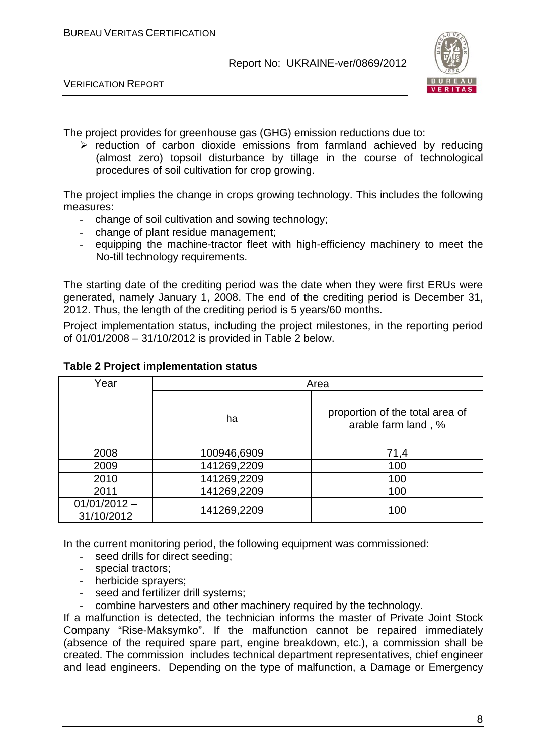The project provides for greenhouse gas (GHG) emission reductions due to:

- reduction of carbon dioxide emissions from farmland achieved by reducing (almost zero) topsoil disturbance by tillage in the course of technological procedures of soil cultivation for crop growing.

The project implies the change in crops growing technology. This includes the following measures:

- change of soil cultivation and sowing technology;
- change of plant residue management;
- equipping the machine-tractor fleet with high-efficiency machinery to meet the No-till technology requirements.

The starting date of the crediting period was the date when they were first ERUs were generated, namely January 1, 2008. The end of the crediting period is December 31, 2012. Thus, the length of the crediting period is 5 years/60 months.

Project implementation status, including the project milestones, in the reporting period of 01/01/2008 – 31/10/2012 is provided in Table 2 below.

**Table 2 Project implementation status**

| Year | Area | |
|---|---|---|
| | ha | proportion of the total area of arable farm land , % |
| 2008 | 100946,6909 | 71,4 |
| 2009 | 141269,2209 | 100 |
| 2010 | 141269,2209 | 100 |
| 2011 | 141269,2209 | 100 |
| 01/01/2012 – 31/10/2012 | 141269,2209 | 100 |

In the current monitoring period, the following equipment was commissioned:

- seed drills for direct seeding;
- special tractors;
- herbicide sprayers;
- seed and fertilizer drill systems;
- combine harvesters and other machinery required by the technology.

If a malfunction is detected, the technician informs the master of Private Joint Stock Company "Rise-Maksymko". If the malfunction cannot be repaired immediately (absence of the required spare part, engine breakdown, etc.), a commission shall be created. The commission includes technical department representatives, chief engineer and lead engineers. Depending on the type of malfunction, a Damage or Emergency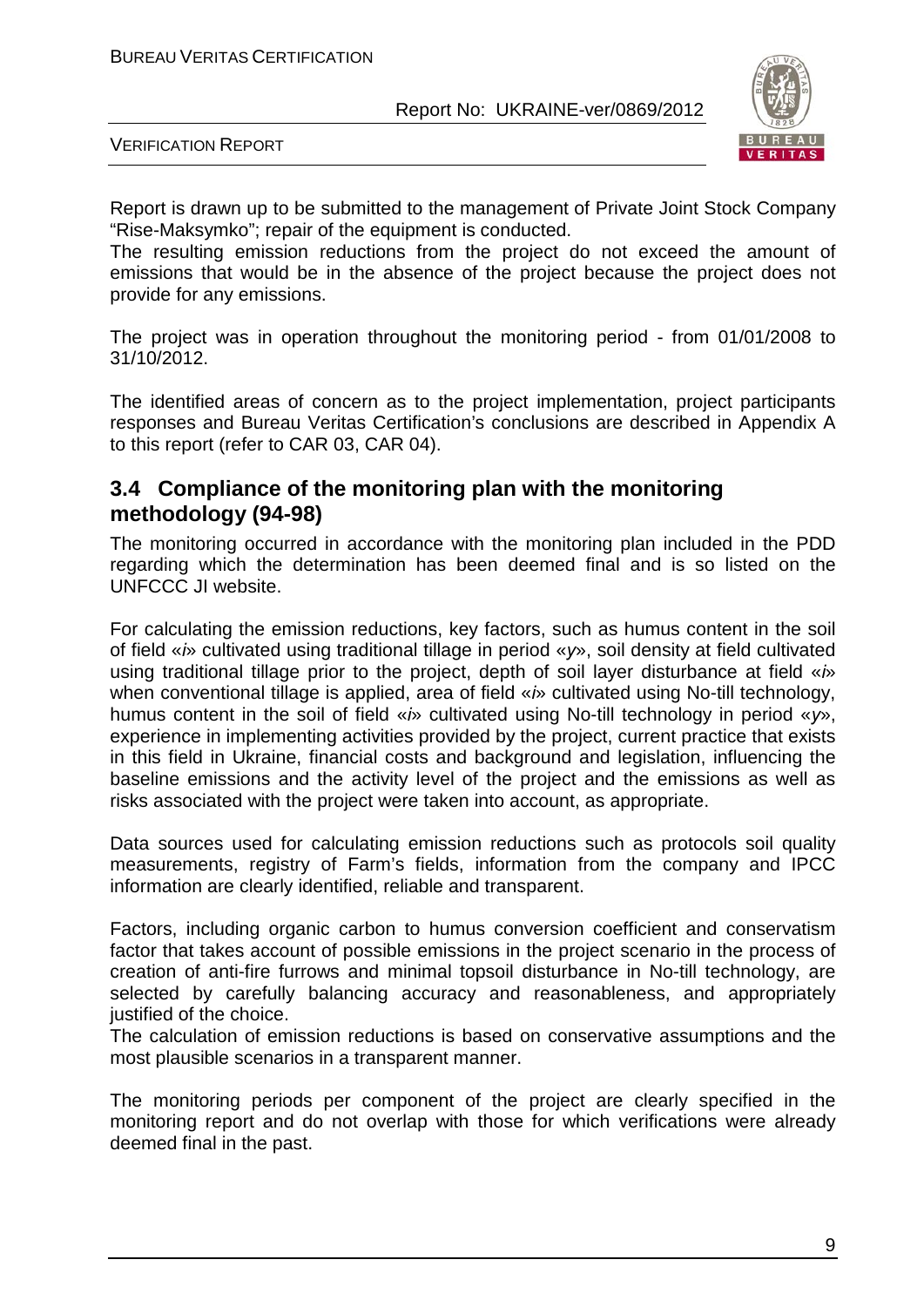Report is drawn up to be submitted to the management of Private Joint Stock Company "Rise-Maksymko"; repair of the equipment is conducted.

The resulting emission reductions from the project do not exceed the amount of emissions that would be in the absence of the project because the project does not provide for any emissions.

The project was in operation throughout the monitoring period - from 01/01/2008 to 31/10/2012.

The identified areas of concern as to the project implementation, project participants responses and Bureau Veritas Certification's conclusions are described in Appendix A to this report (refer to CAR 03, CAR 04).

## 3.4 Compliance of the monitoring plan with the monitoring methodology (94-98)

The monitoring occurred in accordance with the monitoring plan included in the PDD regarding which the determination has been deemed final and is so listed on the UNFCCC JI website.

For calculating the emission reductions, key factors, such as humus content in the soil of field «*i*» cultivated using traditional tillage in period «*y*», soil density at field cultivated using traditional tillage prior to the project, depth of soil layer disturbance at field «*i*» when conventional tillage is applied, area of field «*i*» cultivated using No-till technology, humus content in the soil of field «*i*» cultivated using No-till technology in period «*y*», experience in implementing activities provided by the project, current practice that exists in this field in Ukraine, financial costs and background and legislation, influencing the baseline emissions and the activity level of the project and the emissions as well as risks associated with the project were taken into account, as appropriate.

Data sources used for calculating emission reductions such as protocols soil quality measurements, registry of Farm's fields, information from the company and IPCC information are clearly identified, reliable and transparent.

Factors, including organic carbon to humus conversion coefficient and conservatism factor that takes account of possible emissions in the project scenario in the process of creation of anti-fire furrows and minimal topsoil disturbance in No-till technology, are selected by carefully balancing accuracy and reasonableness, and appropriately justified of the choice.

The calculation of emission reductions is based on conservative assumptions and the most plausible scenarios in a transparent manner.

The monitoring periods per component of the project are clearly specified in the monitoring report and do not overlap with those for which verifications were already deemed final in the past.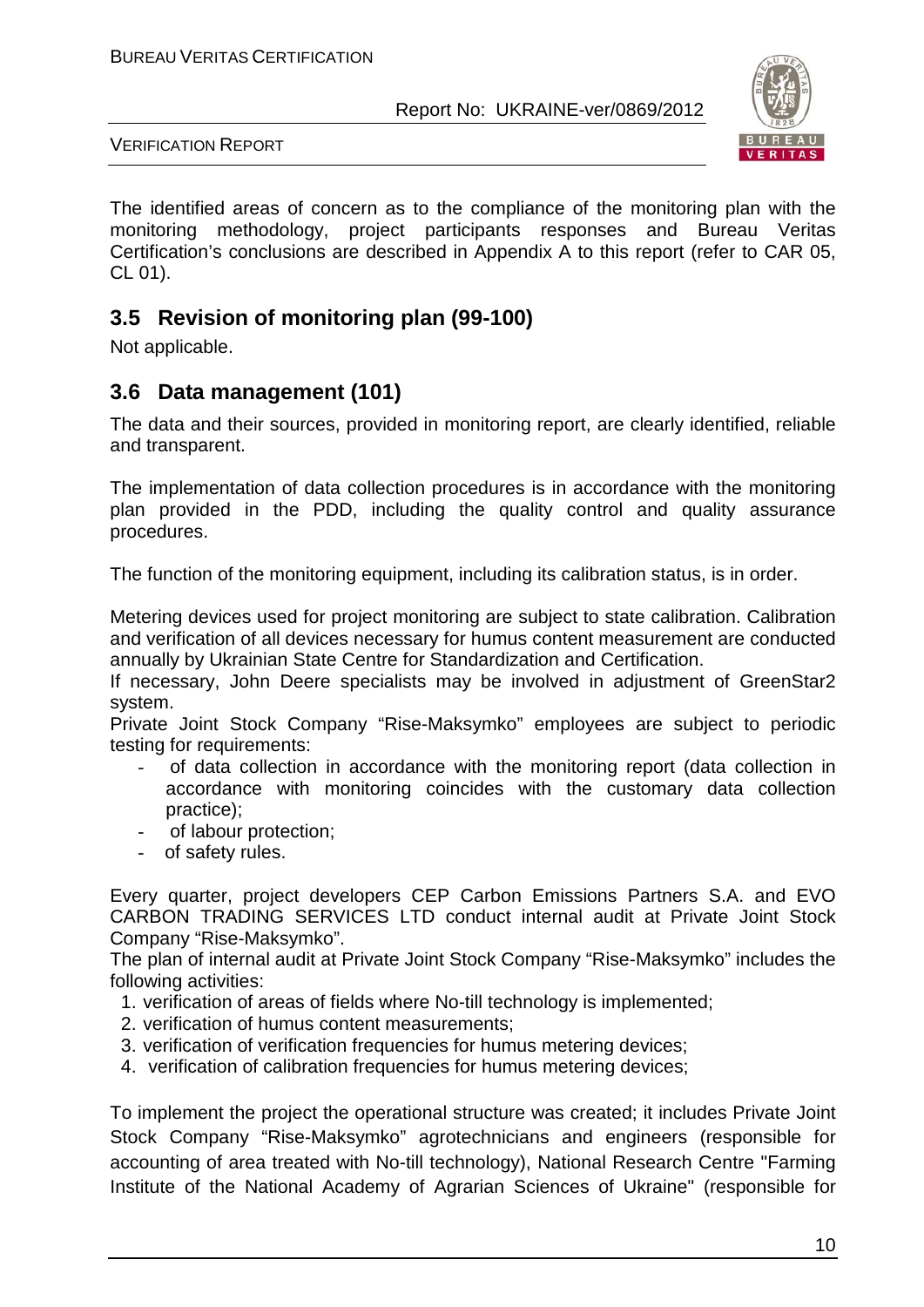The identified areas of concern as to the compliance of the monitoring plan with the monitoring methodology, project participants responses and Bureau Veritas Certification's conclusions are described in Appendix A to this report (refer to CAR 05, CL 01).

## 3.5 Revision of monitoring plan (99-100)

Not applicable.

## 3.6 Data management (101)

The data and their sources, provided in monitoring report, are clearly identified, reliable and transparent.

The implementation of data collection procedures is in accordance with the monitoring plan provided in the PDD, including the quality control and quality assurance procedures.

The function of the monitoring equipment, including its calibration status, is in order.

Metering devices used for project monitoring are subject to state calibration. Calibration and verification of all devices necessary for humus content measurement are conducted annually by Ukrainian State Centre for Standardization and Certification.
If necessary, John Deere specialists may be involved in adjustment of GreenStar2 system.
Private Joint Stock Company "Rise-Maksymko" employees are subject to periodic testing for requirements:

- of data collection in accordance with the monitoring report (data collection in accordance with monitoring coincides with the customary data collection practice);
- of labour protection;
- of safety rules.

Every quarter, project developers CEP Carbon Emissions Partners S.A. and EVO CARBON TRADING SERVICES LTD conduct internal audit at Private Joint Stock Company "Rise-Maksymko".
The plan of internal audit at Private Joint Stock Company "Rise-Maksymko" includes the following activities:

1. verification of areas of fields where No-till technology is implemented;
2. verification of humus content measurements;
3. verification of verification frequencies for humus metering devices;
4. verification of calibration frequencies for humus metering devices;

To implement the project the operational structure was created; it includes Private Joint Stock Company "Rise-Maksymko" agrotechnicians and engineers (responsible for accounting of area treated with No-till technology), National Research Centre "Farming Institute of the National Academy of Agrarian Sciences of Ukraine" (responsible for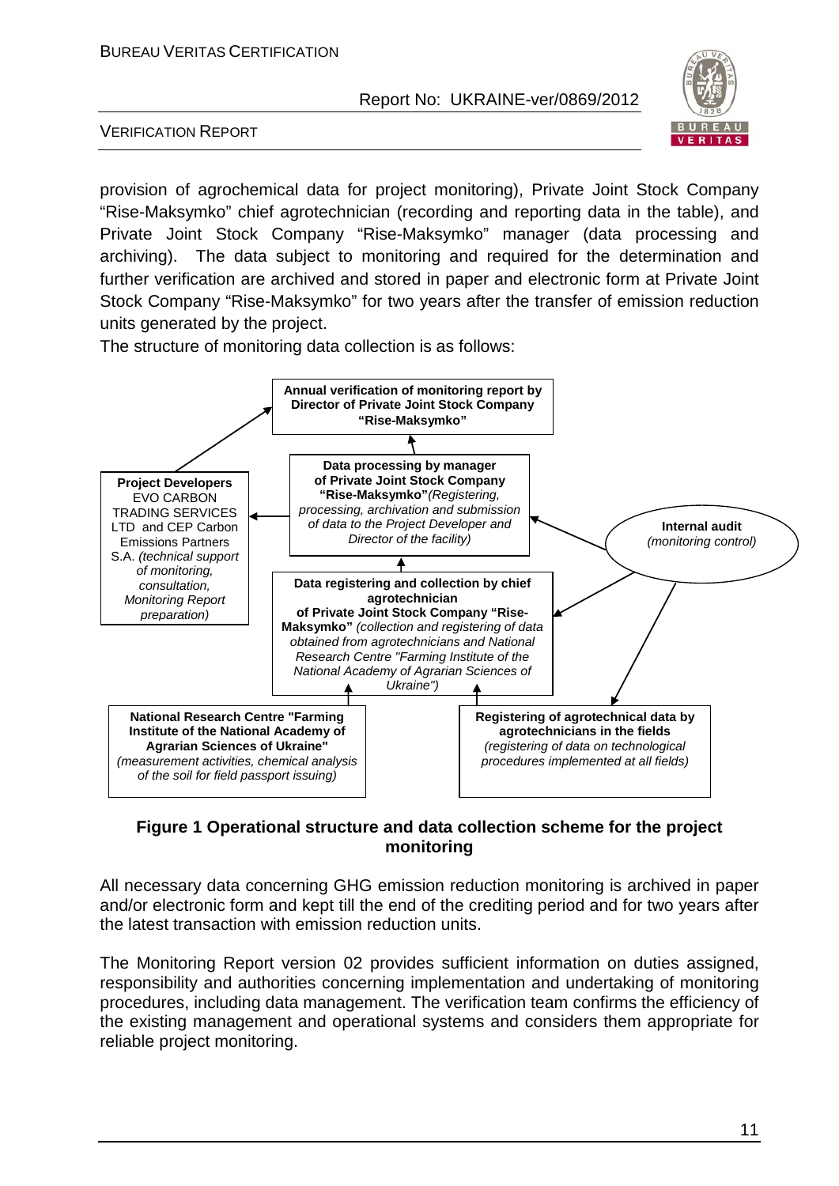provision of agrochemical data for project monitoring), Private Joint Stock Company "Rise-Maksymko" chief agrotechnician (recording and reporting data in the table), and Private Joint Stock Company "Rise-Maksymko" manager (data processing and archiving). The data subject to monitoring and required for the determination and further verification are archived and stored in paper and electronic form at Private Joint Stock Company "Rise-Maksymko" for two years after the transfer of emission reduction units generated by the project.

The structure of monitoring data collection is as follows:

- **Annual verification of monitoring report by Director of Private Joint Stock Company "Rise-Maksymko"**
- **Project Developers** EVO CARBON TRADING SERVICES LTD and CEP Carbon Emissions Partners S.A. *(technical support of monitoring, consultation, Monitoring Report preparation)*
- **Data processing by manager of Private Joint Stock Company "Rise-Maksymko"** *(Registering, processing, archivation and submission of data to the Project Developer and Director of the facility)*
- **Internal audit** *(monitoring control)*
- **Data registering and collection by chief agrotechnician of Private Joint Stock Company "Rise-Maksymko"** *(collection and registering of data obtained from agrotechnicians and National Research Centre "Farming Institute of the National Academy of Agrarian Sciences of Ukraine")*
- **National Research Centre "Farming Institute of the National Academy of Agrarian Sciences of Ukraine"** *(measurement activities, chemical analysis of the soil for field passport issuing)*
- **Registering of agrotechnical data by agrotechnicians in the fields** *(registering of data on technological procedures implemented at all fields)*

**Figure 1 Operational structure and data collection scheme for the project monitoring**

All necessary data concerning GHG emission reduction monitoring is archived in paper and/or electronic form and kept till the end of the crediting period and for two years after the latest transaction with emission reduction units.

The Monitoring Report version 02 provides sufficient information on duties assigned, responsibility and authorities concerning implementation and undertaking of monitoring procedures, including data management. The verification team confirms the efficiency of the existing management and operational systems and considers them appropriate for reliable project monitoring.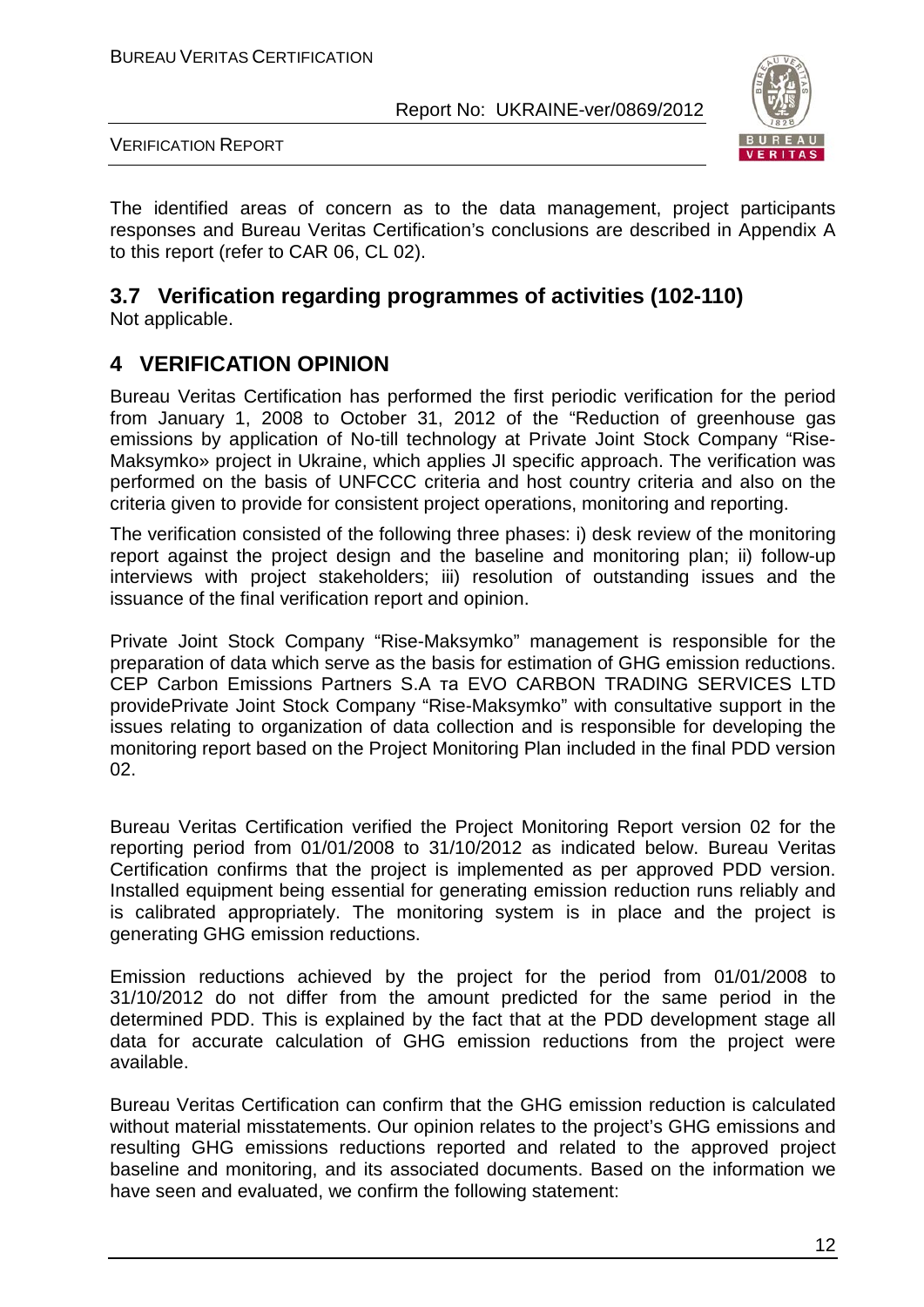The identified areas of concern as to the data management, project participants responses and Bureau Veritas Certification's conclusions are described in Appendix A to this report (refer to CAR 06, CL 02).

## 3.7 Verification regarding programmes of activities (102-110)

Not applicable.

# 4 VERIFICATION OPINION

Bureau Veritas Certification has performed the first periodic verification for the period from January 1, 2008 to October 31, 2012 of the "Reduction of greenhouse gas emissions by application of No-till technology at Private Joint Stock Company "Rise-Maksymko» project in Ukraine, which applies JI specific approach. The verification was performed on the basis of UNFCCC criteria and host country criteria and also on the criteria given to provide for consistent project operations, monitoring and reporting.

The verification consisted of the following three phases: i) desk review of the monitoring report against the project design and the baseline and monitoring plan; ii) follow-up interviews with project stakeholders; iii) resolution of outstanding issues and the issuance of the final verification report and opinion.

Private Joint Stock Company "Rise-Maksymko" management is responsible for the preparation of data which serve as the basis for estimation of GHG emission reductions. CEP Carbon Emissions Partners S.A та EVO CARBON TRADING SERVICES LTD providePrivate Joint Stock Company "Rise-Maksymko" with consultative support in the issues relating to organization of data collection and is responsible for developing the monitoring report based on the Project Monitoring Plan included in the final PDD version 02.

Bureau Veritas Certification verified the Project Monitoring Report version 02 for the reporting period from 01/01/2008 to 31/10/2012 as indicated below. Bureau Veritas Certification confirms that the project is implemented as per approved PDD version. Installed equipment being essential for generating emission reduction runs reliably and is calibrated appropriately. The monitoring system is in place and the project is generating GHG emission reductions.

Emission reductions achieved by the project for the period from 01/01/2008 to 31/10/2012 do not differ from the amount predicted for the same period in the determined PDD. This is explained by the fact that at the PDD development stage all data for accurate calculation of GHG emission reductions from the project were available.

Bureau Veritas Certification can confirm that the GHG emission reduction is calculated without material misstatements. Our opinion relates to the project's GHG emissions and resulting GHG emissions reductions reported and related to the approved project baseline and monitoring, and its associated documents. Based on the information we have seen and evaluated, we confirm the following statement: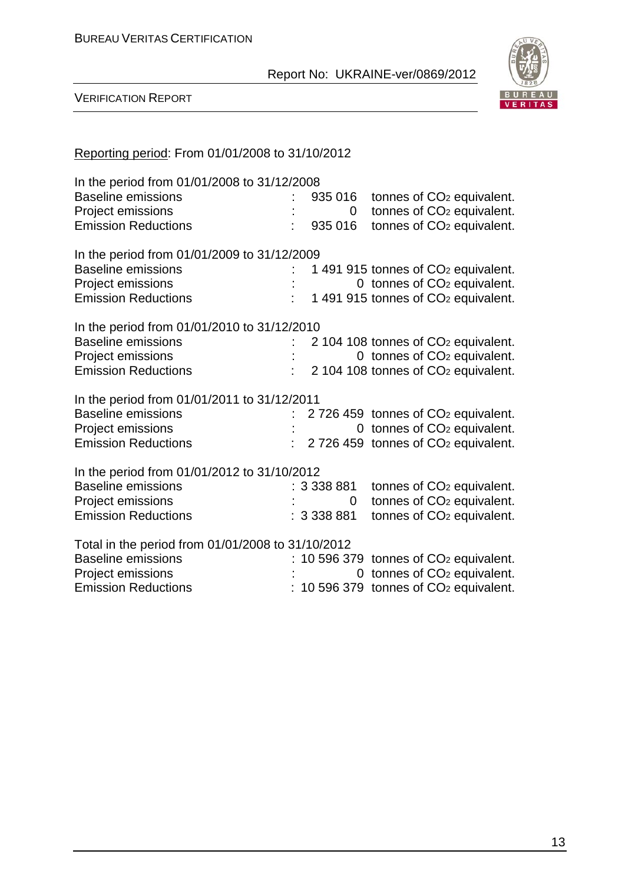Reporting period: From 01/01/2008 to 31/10/2012

In the period from 01/01/2008 to 31/12/2008

| | | |
|---|---|---|
| Baseline emissions | : 935 016 | tonnes of $CO_2$ equivalent. |
| Project emissions | : 0 | tonnes of $CO_2$ equivalent. |
| Emission Reductions | : 935 016 | tonnes of $CO_2$ equivalent. |

In the period from 01/01/2009 to 31/12/2009

| | | |
|---|---|---|
| Baseline emissions | : 1 491 915 | tonnes of $CO_2$ equivalent. |
| Project emissions | : 0 | tonnes of $CO_2$ equivalent. |
| Emission Reductions | : 1 491 915 | tonnes of $CO_2$ equivalent. |

In the period from 01/01/2010 to 31/12/2010

| | | |
|---|---|---|
| Baseline emissions | : 2 104 108 | tonnes of $CO_2$ equivalent. |
| Project emissions | : 0 | tonnes of $CO_2$ equivalent. |
| Emission Reductions | : 2 104 108 | tonnes of $CO_2$ equivalent. |

In the period from 01/01/2011 to 31/12/2011

| | | |
|---|---|---|
| Baseline emissions | : 2 726 459 | tonnes of $CO_2$ equivalent. |
| Project emissions | : 0 | tonnes of $CO_2$ equivalent. |
| Emission Reductions | : 2 726 459 | tonnes of $CO_2$ equivalent. |

In the period from 01/01/2012 to 31/10/2012

| | | |
|---|---|---|
| Baseline emissions | : 3 338 881 | tonnes of $CO_2$ equivalent. |
| Project emissions | : 0 | tonnes of $CO_2$ equivalent. |
| Emission Reductions | : 3 338 881 | tonnes of $CO_2$ equivalent. |

Total in the period from 01/01/2008 to 31/10/2012

| | | |
|---|---|---|
| Baseline emissions | : 10 596 379 | tonnes of $CO_2$ equivalent. |
| Project emissions | : 0 | tonnes of $CO_2$ equivalent. |
| Emission Reductions | : 10 596 379 | tonnes of $CO_2$ equivalent. |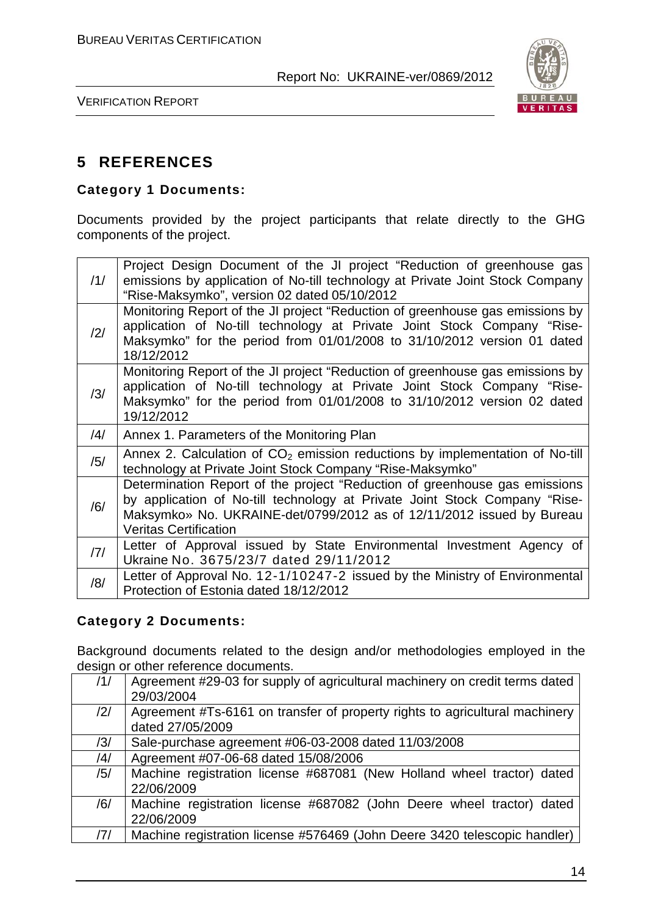# 5 REFERENCES

**Category 1 Documents:**

Documents provided by the project participants that relate directly to the GHG components of the project.

| | |
|---|---|
| /1/ | Project Design Document of the JI project "Reduction of greenhouse gas emissions by application of No-till technology at Private Joint Stock Company "Rise-Maksymko", version 02 dated 05/10/2012 |
| /2/ | Monitoring Report of the JI project "Reduction of greenhouse gas emissions by application of No-till technology at Private Joint Stock Company "Rise-Maksymko" for the period from 01/01/2008 to 31/10/2012 version 01 dated 18/12/2012 |
| /3/ | Monitoring Report of the JI project "Reduction of greenhouse gas emissions by application of No-till technology at Private Joint Stock Company "Rise-Maksymko" for the period from 01/01/2008 to 31/10/2012 version 02 dated 19/12/2012 |
| /4/ | Annex 1. Parameters of the Monitoring Plan |
| /5/ | Annex 2. Calculation of $CO_2$ emission reductions by implementation of No-till technology at Private Joint Stock Company "Rise-Maksymko" |
| /6/ | Determination Report of the project "Reduction of greenhouse gas emissions by application of No-till technology at Private Joint Stock Company "Rise-Maksymko» No. UKRAINE-det/0799/2012 as of 12/11/2012 issued by Bureau Veritas Certification |
| /7/ | Letter of Approval issued by State Environmental Investment Agency of Ukraine No. 3675/23/7 dated 29/11/2012 |
| /8/ | Letter of Approval No. 12-1/10247-2 issued by the Ministry of Environmental Protection of Estonia dated 18/12/2012 |

**Category 2 Documents:**

Background documents related to the design and/or methodologies employed in the design or other reference documents.

| | |
|---|---|
| /1/ | Agreement #29-03 for supply of agricultural machinery on credit terms dated 29/03/2004 |
| /2/ | Agreement #Ts-6161 on transfer of property rights to agricultural machinery dated 27/05/2009 |
| /3/ | Sale-purchase agreement #06-03-2008 dated 11/03/2008 |
| /4/ | Agreement #07-06-68 dated 15/08/2006 |
| /5/ | Machine registration license #687081 (New Holland wheel tractor) dated 22/06/2009 |
| /6/ | Machine registration license #687082 (John Deere wheel tractor) dated 22/06/2009 |
| /7/ | Machine registration license #576469 (John Deere 3420 telescopic handler) |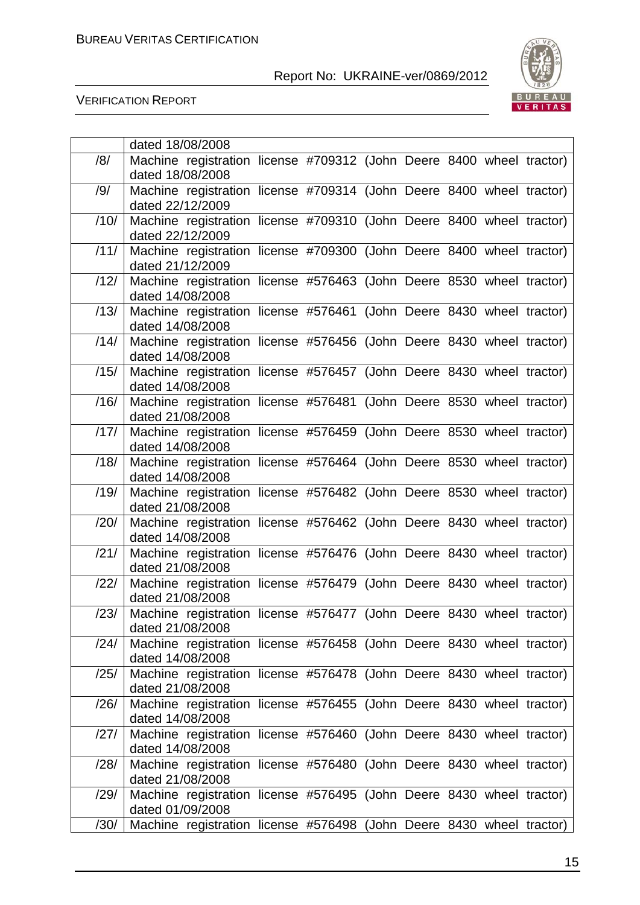| | |
|---|---|
| | dated 18/08/2008 |
| /8/ | Machine registration license #709312 (John Deere 8400 wheel tractor) dated 18/08/2008 |
| /9/ | Machine registration license #709314 (John Deere 8400 wheel tractor) dated 22/12/2009 |
| /10/ | Machine registration license #709310 (John Deere 8400 wheel tractor) dated 22/12/2009 |
| /11/ | Machine registration license #709300 (John Deere 8400 wheel tractor) dated 21/12/2009 |
| /12/ | Machine registration license #576463 (John Deere 8530 wheel tractor) dated 14/08/2008 |
| /13/ | Machine registration license #576461 (John Deere 8430 wheel tractor) dated 14/08/2008 |
| /14/ | Machine registration license #576456 (John Deere 8430 wheel tractor) dated 14/08/2008 |
| /15/ | Machine registration license #576457 (John Deere 8430 wheel tractor) dated 14/08/2008 |
| /16/ | Machine registration license #576481 (John Deere 8530 wheel tractor) dated 21/08/2008 |
| /17/ | Machine registration license #576459 (John Deere 8530 wheel tractor) dated 14/08/2008 |
| /18/ | Machine registration license #576464 (John Deere 8530 wheel tractor) dated 14/08/2008 |
| /19/ | Machine registration license #576482 (John Deere 8530 wheel tractor) dated 21/08/2008 |
| /20/ | Machine registration license #576462 (John Deere 8430 wheel tractor) dated 14/08/2008 |
| /21/ | Machine registration license #576476 (John Deere 8430 wheel tractor) dated 21/08/2008 |
| /22/ | Machine registration license #576479 (John Deere 8430 wheel tractor) dated 21/08/2008 |
| /23/ | Machine registration license #576477 (John Deere 8430 wheel tractor) dated 21/08/2008 |
| /24/ | Machine registration license #576458 (John Deere 8430 wheel tractor) dated 14/08/2008 |
| /25/ | Machine registration license #576478 (John Deere 8430 wheel tractor) dated 21/08/2008 |
| /26/ | Machine registration license #576455 (John Deere 8430 wheel tractor) dated 14/08/2008 |
| /27/ | Machine registration license #576460 (John Deere 8430 wheel tractor) dated 14/08/2008 |
| /28/ | Machine registration license #576480 (John Deere 8430 wheel tractor) dated 21/08/2008 |
| /29/ | Machine registration license #576495 (John Deere 8430 wheel tractor) dated 01/09/2008 |
| /30/ | Machine registration license #576498 (John Deere 8430 wheel tractor) |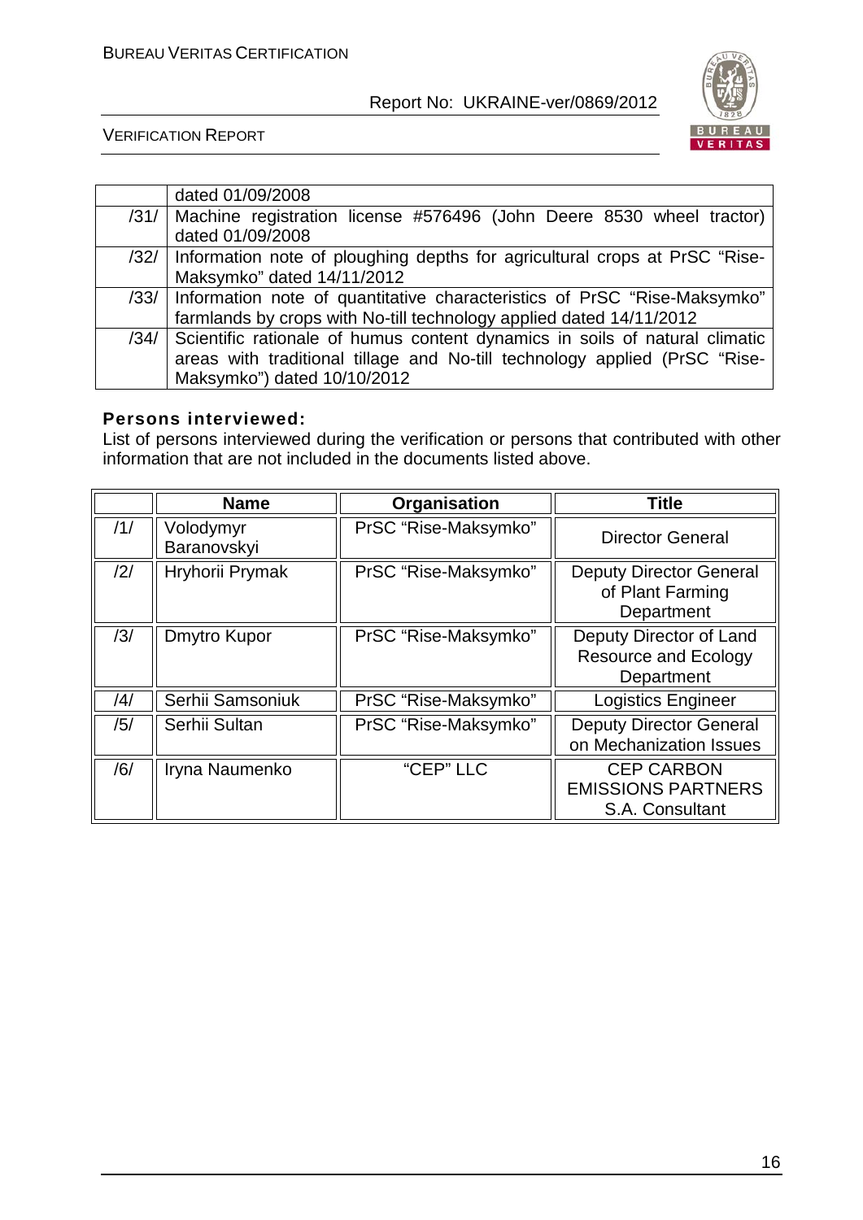|  |  |
|---|---|
|  | dated 01/09/2008 |
| /31/ | Machine registration license #576496 (John Deere 8530 wheel tractor) dated 01/09/2008 |
| /32/ | Information note of ploughing depths for agricultural crops at PrSC "Rise-Maksymko" dated 14/11/2012 |
| /33/ | Information note of quantitative characteristics of PrSC "Rise-Maksymko" farmlands by crops with No-till technology applied dated 14/11/2012 |
| /34/ | Scientific rationale of humus content dynamics in soils of natural climatic areas with traditional tillage and No-till technology applied (PrSC "Rise-Maksymko") dated 10/10/2012 |

**Persons interviewed:**

List of persons interviewed during the verification or persons that contributed with other information that are not included in the documents listed above.

|  | Name | Organisation | Title |
|---|---|---|---|
| /1/ | Volodymyr Baranovskyi | PrSC "Rise-Maksymko" | Director General |
| /2/ | Hryhorii Prymak | PrSC "Rise-Maksymko" | Deputy Director General of Plant Farming Department |
| /3/ | Dmytro Kupor | PrSC "Rise-Maksymko" | Deputy Director of Land Resource and Ecology Department |
| /4/ | Serhii Samsoniuk | PrSC "Rise-Maksymko" | Logistics Engineer |
| /5/ | Serhii Sultan | PrSC "Rise-Maksymko" | Deputy Director General on Mechanization Issues |
| /6/ | Iryna Naumenko | "CEP" LLC | CEP CARBON EMISSIONS PARTNERS S.A. Consultant |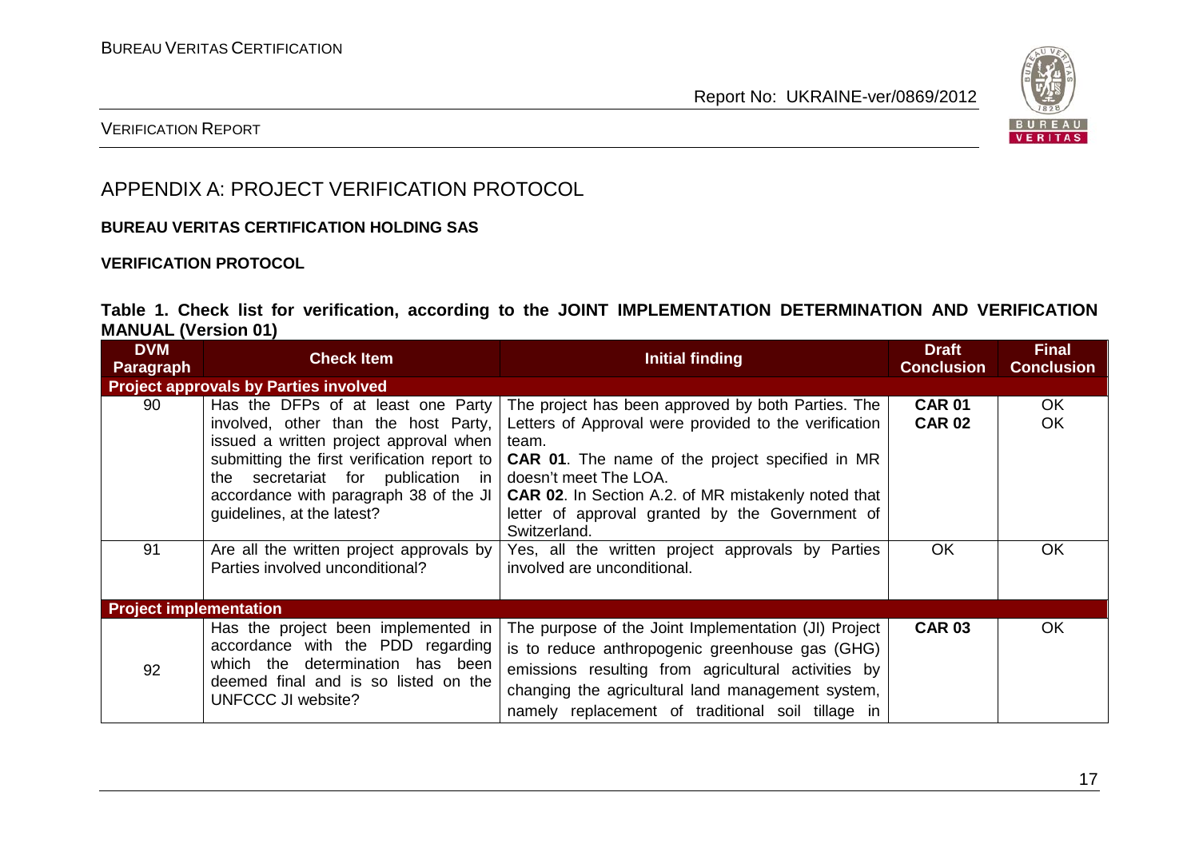## APPENDIX A: PROJECT VERIFICATION PROTOCOL

**BUREAU VERITAS CERTIFICATION HOLDING SAS**

**VERIFICATION PROTOCOL**

**Table 1. Check list for verification, according to the JOINT IMPLEMENTATION DETERMINATION AND VERIFICATION MANUAL (Version 01)**

| DVM Paragraph | Check Item | Initial finding | Draft Conclusion | Final Conclusion |
|---|---|---|---|---|
| **Project approvals by Parties involved** | | | | |
| 90 | Has the DFPs of at least one Party involved, other than the host Party, issued a written project approval when submitting the first verification report to the secretariat for publication in accordance with paragraph 38 of the JI guidelines, at the latest? | The project has been approved by both Parties. The Letters of Approval were provided to the verification team.<br>**CAR 01**. The name of the project specified in MR doesn't meet The LOA.<br>**CAR 02**. In Section A.2. of MR mistakenly noted that letter of approval granted by the Government of Switzerland. | **CAR 01**<br>**CAR 02** | OK<br>OK |
| 91 | Are all the written project approvals by Parties involved unconditional? | Yes, all the written project approvals by Parties involved are unconditional. | OK | OK |
| **Project implementation** | | | | |
| 92 | Has the project been implemented in accordance with the PDD regarding which the determination has been deemed final and is so listed on the UNFCCC JI website? | The purpose of the Joint Implementation (JI) Project is to reduce anthropogenic greenhouse gas (GHG) emissions resulting from agricultural activities by changing the agricultural land management system, namely replacement of traditional soil tillage in | **CAR 03** | OK |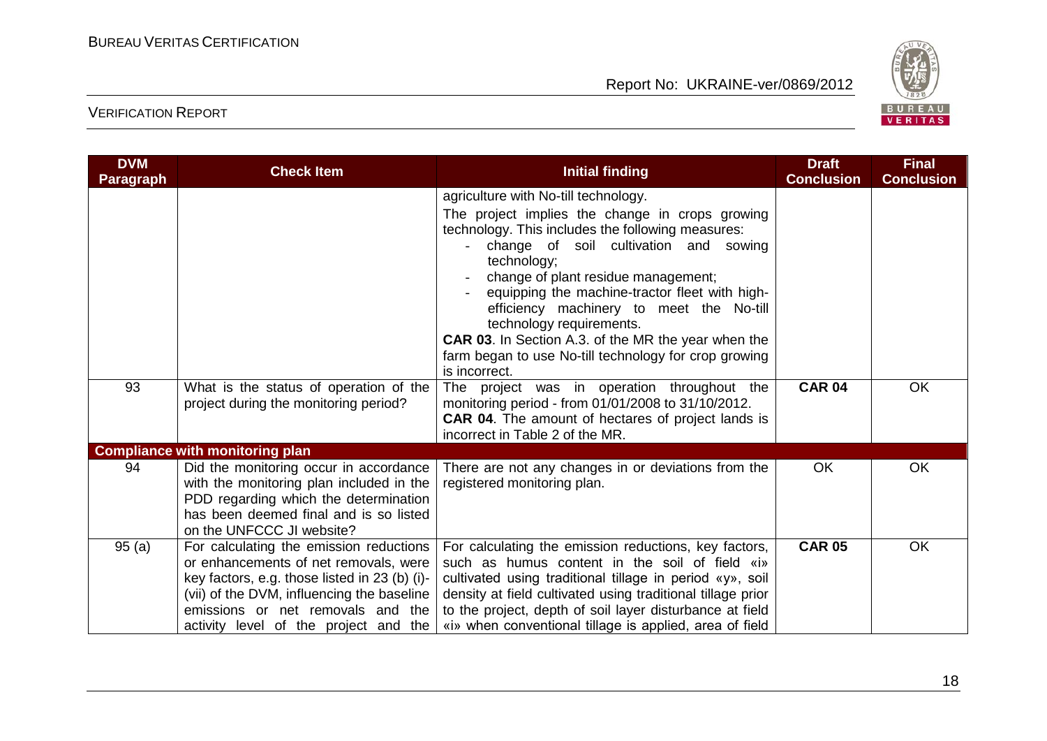| DVM Paragraph | Check Item | Initial finding | Draft Conclusion | Final Conclusion |
|---|---|---|---|---|
| | | agriculture with No-till technology.<br>The project implies the change in crops growing technology. This includes the following measures:<br>- change of soil cultivation and sowing technology;<br>- change of plant residue management;<br>- equipping the machine-tractor fleet with high-efficiency machinery to meet the No-till technology requirements.<br>**CAR 03**. In Section A.3. of the MR the year when the farm began to use No-till technology for crop growing is incorrect. | | |
| 93 | What is the status of operation of the project during the monitoring period? | The project was in operation throughout the monitoring period - from 01/01/2008 to 31/10/2012.<br>**CAR 04**. The amount of hectares of project lands is incorrect in Table 2 of the MR. | **CAR 04** | OK |
| **Compliance with monitoring plan** | | | | |
| 94 | Did the monitoring occur in accordance with the monitoring plan included in the PDD regarding which the determination has been deemed final and is so listed on the UNFCCC JI website? | There are not any changes in or deviations from the registered monitoring plan. | OK | OK |
| 95 (a) | For calculating the emission reductions or enhancements of net removals, were key factors, e.g. those listed in 23 (b) (i)-(vii) of the DVM, influencing the baseline emissions or net removals and the activity level of the project and the | For calculating the emission reductions, key factors, such as humus content in the soil of field «i» cultivated using traditional tillage in period «y», soil density at field cultivated using traditional tillage prior to the project, depth of soil layer disturbance at field «i» when conventional tillage is applied, area of field | **CAR 05** | OK |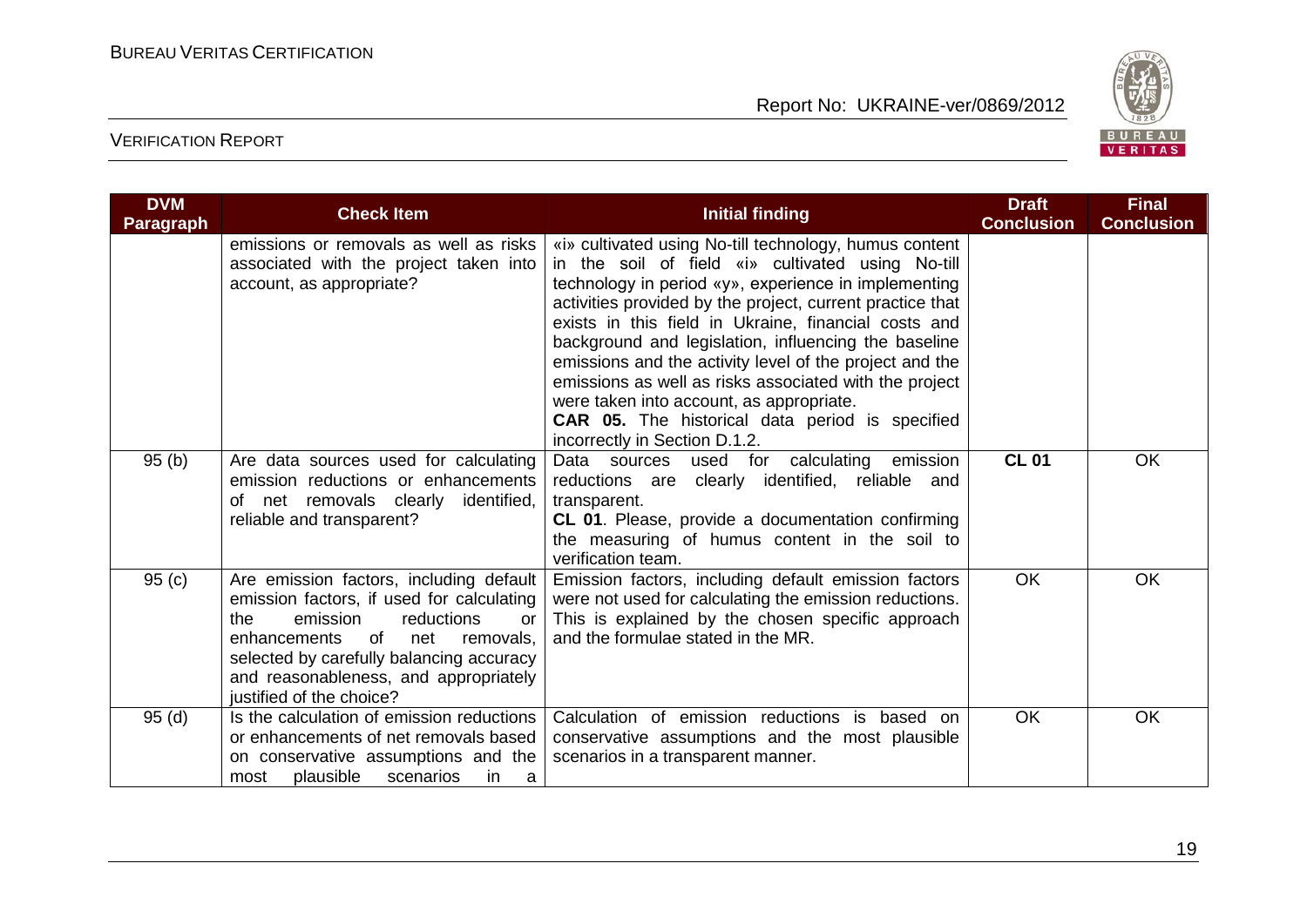| DVM Paragraph | Check Item | Initial finding | Draft Conclusion | Final Conclusion |
|---|---|---|---|---|
| | emissions or removals as well as risks associated with the project taken into account, as appropriate? | «i» cultivated using No-till technology, humus content in the soil of field «i» cultivated using No-till technology in period «y», experience in implementing activities provided by the project, current practice that exists in this field in Ukraine, financial costs and background and legislation, influencing the baseline emissions and the activity level of the project and the emissions as well as risks associated with the project were taken into account, as appropriate. **CAR 05.** The historical data period is specified incorrectly in Section D.1.2. | | |
| 95 (b) | Are data sources used for calculating emission reductions or enhancements of net removals clearly identified, reliable and transparent? | Data sources used for calculating emission reductions are clearly identified, reliable and transparent. **CL 01**. Please, provide a documentation confirming the measuring of humus content in the soil to verification team. | **CL 01** | OK |
| 95 (c) | Are emission factors, including default emission factors, if used for calculating the emission reductions or enhancements of net removals, selected by carefully balancing accuracy and reasonableness, and appropriately justified of the choice? | Emission factors, including default emission factors were not used for calculating the emission reductions. This is explained by the chosen specific approach and the formulae stated in the MR. | OK | OK |
| 95 (d) | Is the calculation of emission reductions or enhancements of net removals based on conservative assumptions and the most plausible scenarios in a | Calculation of emission reductions is based on conservative assumptions and the most plausible scenarios in a transparent manner. | OK | OK |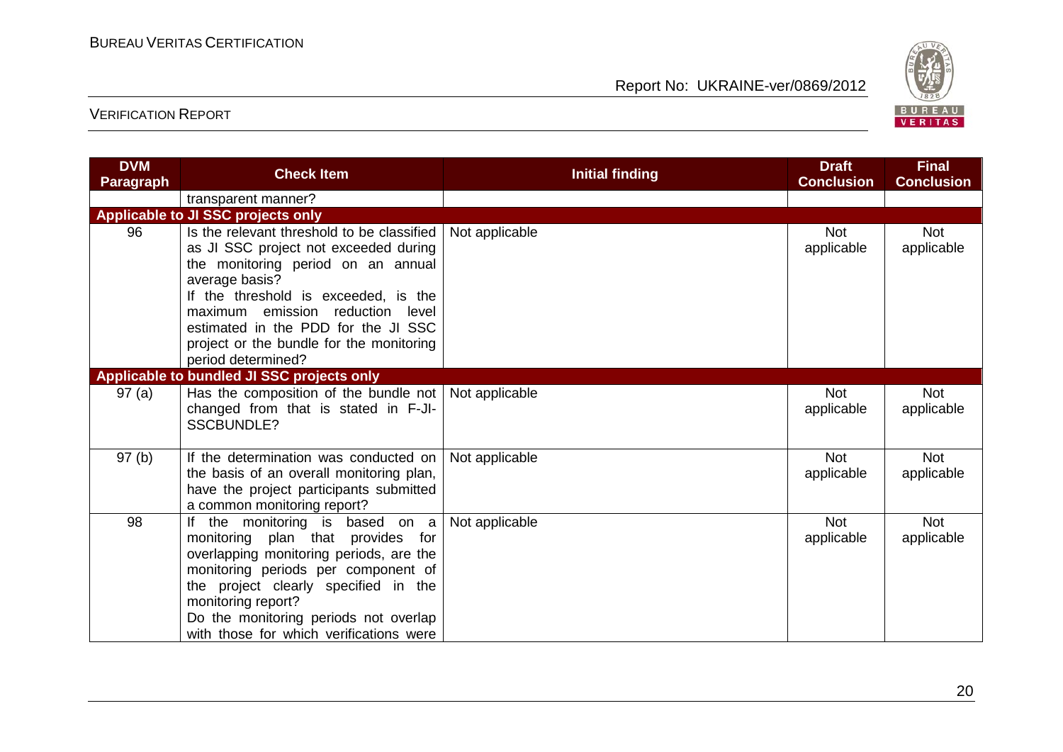| DVM Paragraph | Check Item | Initial finding | Draft Conclusion | Final Conclusion |
|---|---|---|---|---|
| | transparent manner? | | | |
| **Applicable to JI SSC projects only** | | | | |
| 96 | Is the relevant threshold to be classified as JI SSC project not exceeded during the monitoring period on an annual average basis? If the threshold is exceeded, is the maximum emission reduction level estimated in the PDD for the JI SSC project or the bundle for the monitoring period determined? | Not applicable | Not applicable | Not applicable |
| **Applicable to bundled JI SSC projects only** | | | | |
| 97 (a) | Has the composition of the bundle not changed from that is stated in F-JI-SSCBUNDLE? | Not applicable | Not applicable | Not applicable |
| 97 (b) | If the determination was conducted on the basis of an overall monitoring plan, have the project participants submitted a common monitoring report? | Not applicable | Not applicable | Not applicable |
| 98 | If the monitoring is based on a monitoring plan that provides for overlapping monitoring periods, are the monitoring periods per component of the project clearly specified in the monitoring report? Do the monitoring periods not overlap with those for which verifications were | Not applicable | Not applicable | Not applicable |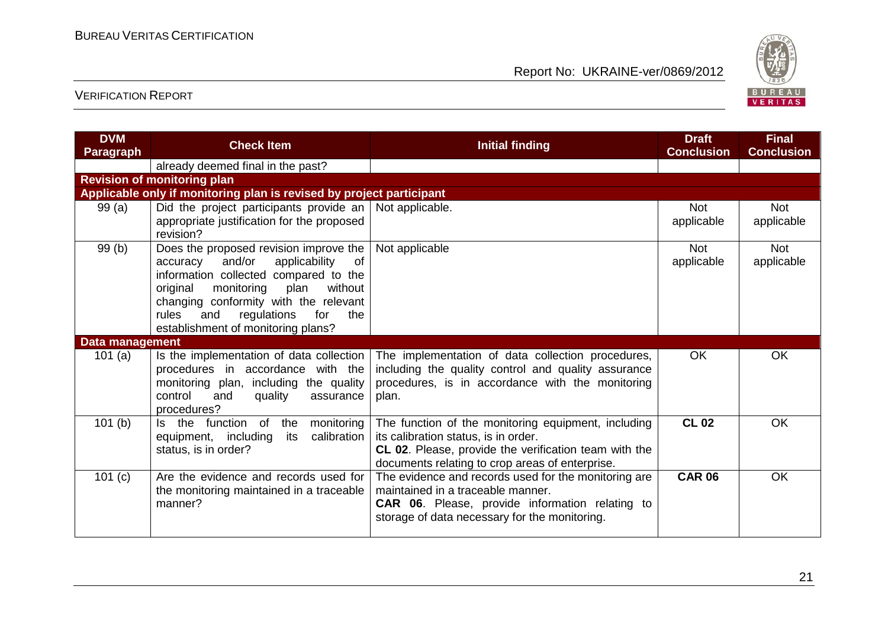| DVM Paragraph | Check Item | Initial finding | Draft Conclusion | Final Conclusion |
|---|---|---|---|---|
| | already deemed final in the past? | | | |
| **Revision of monitoring plan** | | | | |
| **Applicable only if monitoring plan is revised by project participant** | | | | |
| 99 (a) | Did the project participants provide an appropriate justification for the proposed revision? | Not applicable. | Not applicable | Not applicable |
| 99 (b) | Does the proposed revision improve the accuracy and/or applicability of information collected compared to the original monitoring plan without changing conformity with the relevant rules and regulations for the establishment of monitoring plans? | Not applicable | Not applicable | Not applicable |
| **Data management** | | | | |
| 101 (a) | Is the implementation of data collection procedures in accordance with the monitoring plan, including the quality control and quality assurance procedures? | The implementation of data collection procedures, including the quality control and quality assurance procedures, is in accordance with the monitoring plan. | OK | OK |
| 101 (b) | Is the function of the monitoring equipment, including its calibration status, is in order? | The function of the monitoring equipment, including its calibration status, is in order. **CL 02**. Please, provide the verification team with the documents relating to crop areas of enterprise. | **CL 02** | OK |
| 101 (c) | Are the evidence and records used for the monitoring maintained in a traceable manner? | The evidence and records used for the monitoring are maintained in a traceable manner. **CAR 06**. Please, provide information relating to storage of data necessary for the monitoring. | **CAR 06** | OK |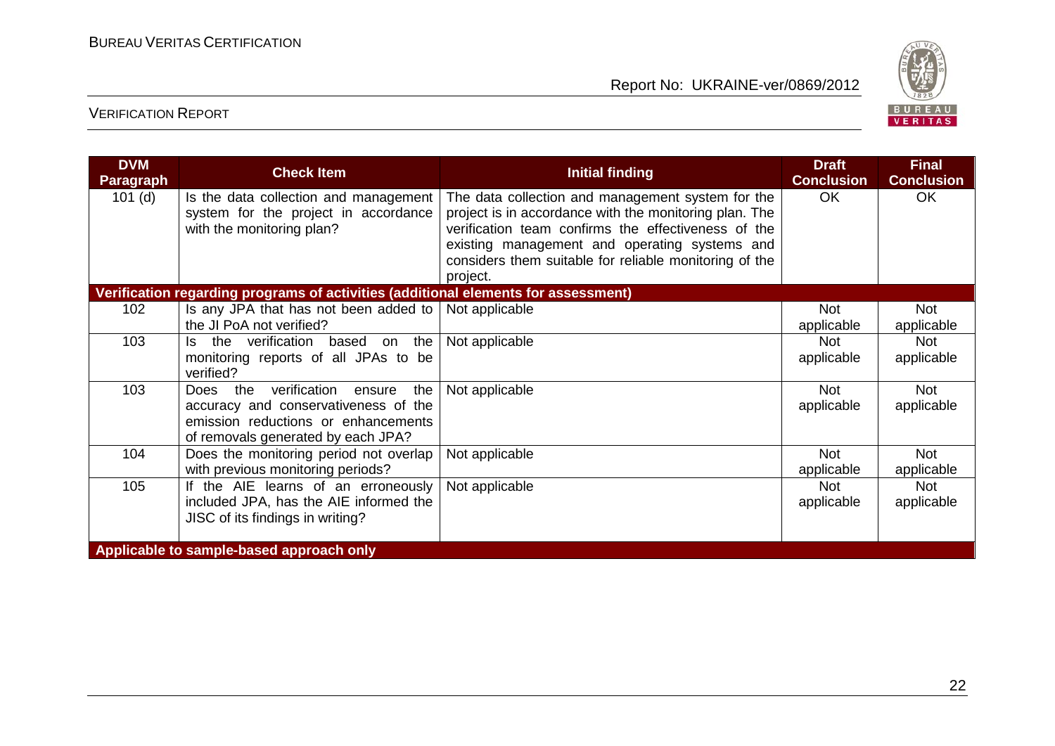| DVM Paragraph | Check Item | Initial finding | Draft Conclusion | Final Conclusion |
|---|---|---|---|---|
| 101 (d) | Is the data collection and management system for the project in accordance with the monitoring plan? | The data collection and management system for the project is in accordance with the monitoring plan. The verification team confirms the effectiveness of the existing management and operating systems and considers them suitable for reliable monitoring of the project. | OK | OK |
| **Verification regarding programs of activities (additional elements for assessment)** | | | | |
| 102 | Is any JPA that has not been added to the JI PoA not verified? | Not applicable | Not applicable | Not applicable |
| 103 | Is the verification based on the monitoring reports of all JPAs to be verified? | Not applicable | Not applicable | Not applicable |
| 103 | Does the verification ensure the accuracy and conservativeness of the emission reductions or enhancements of removals generated by each JPA? | Not applicable | Not applicable | Not applicable |
| 104 | Does the monitoring period not overlap with previous monitoring periods? | Not applicable | Not applicable | Not applicable |
| 105 | If the AIE learns of an erroneously included JPA, has the AIE informed the JISC of its findings in writing? | Not applicable | Not applicable | Not applicable |
| **Applicable to sample-based approach only** | | | | |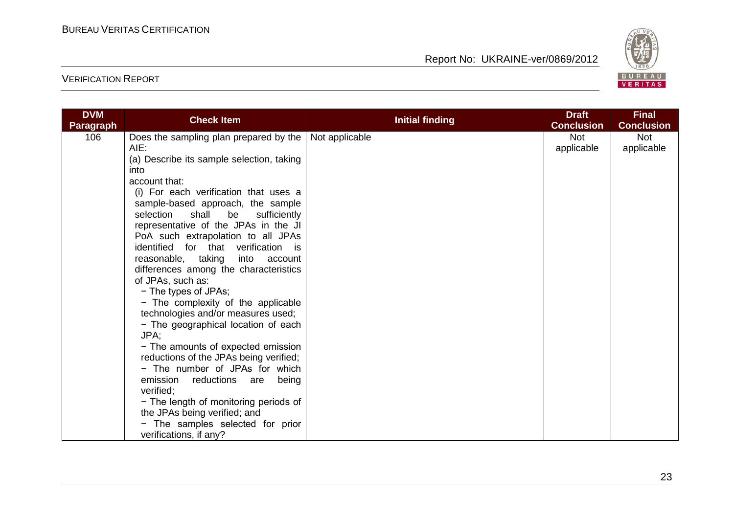| DVM Paragraph | Check Item | Initial finding | Draft Conclusion | Final Conclusion |
|---|---|---|---|---|
| 106 | Does the sampling plan prepared by the AIE:<br>(a) Describe its sample selection, taking into account that:<br>(i) For each verification that uses a sample-based approach, the sample selection shall be sufficiently representative of the JPAs in the JI PoA such extrapolation to all JPAs identified for that verification is reasonable, taking into account differences among the characteristics of JPAs, such as:<br>− The types of JPAs;<br>− The complexity of the applicable technologies and/or measures used;<br>− The geographical location of each JPA;<br>− The amounts of expected emission reductions of the JPAs being verified;<br>− The number of JPAs for which emission reductions are being verified;<br>− The length of monitoring periods of the JPAs being verified; and<br>− The samples selected for prior verifications, if any? | Not applicable | Not applicable | Not applicable |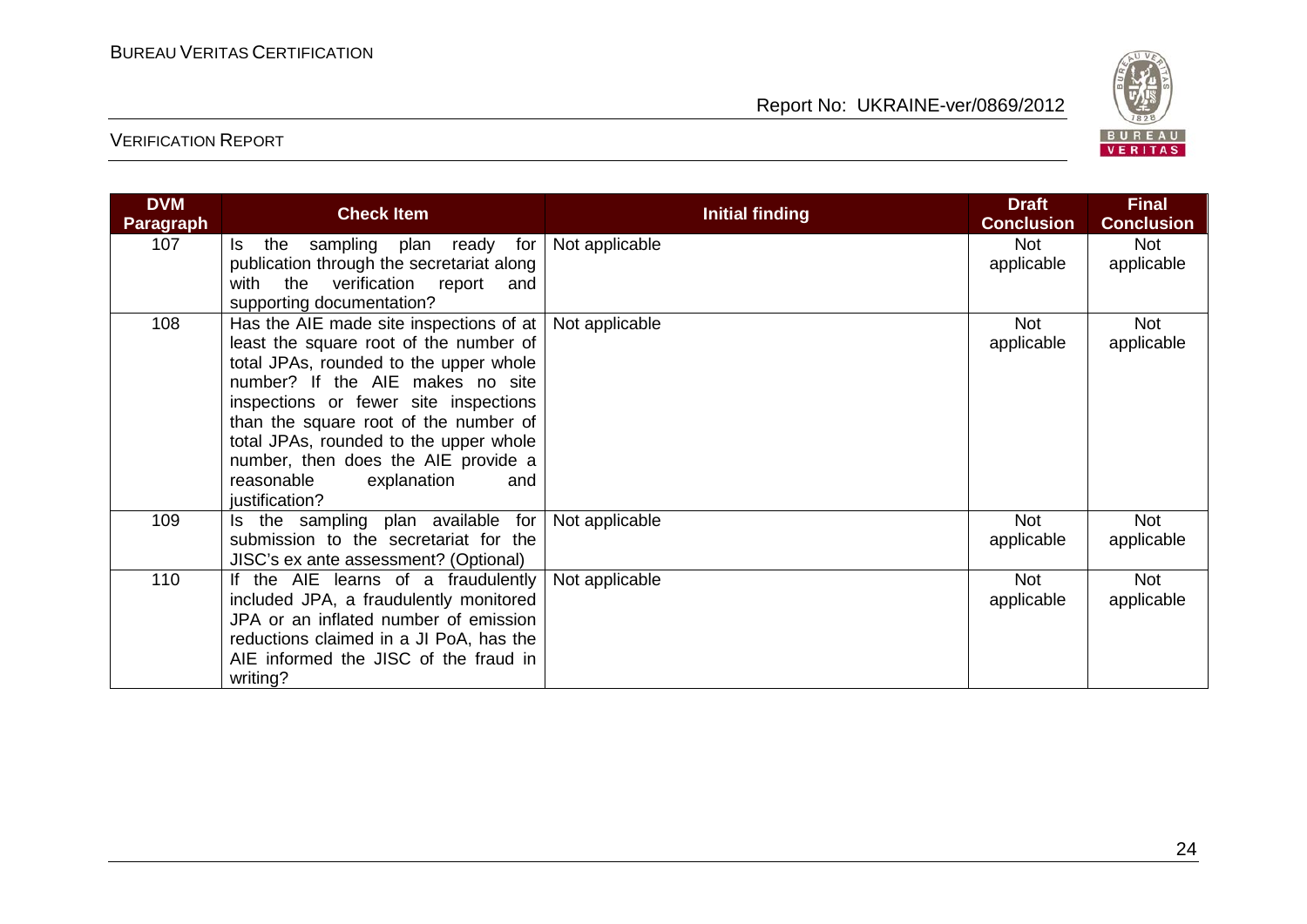| DVM Paragraph | Check Item | Initial finding | Draft Conclusion | Final Conclusion |
|---|---|---|---|---|
| 107 | Is the sampling plan ready for publication through the secretariat along with the verification report and supporting documentation? | Not applicable | Not applicable | Not applicable |
| 108 | Has the AIE made site inspections of at least the square root of the number of total JPAs, rounded to the upper whole number? If the AIE makes no site inspections or fewer site inspections than the square root of the number of total JPAs, rounded to the upper whole number, then does the AIE provide a reasonable explanation and justification? | Not applicable | Not applicable | Not applicable |
| 109 | Is the sampling plan available for submission to the secretariat for the JISC's ex ante assessment? (Optional) | Not applicable | Not applicable | Not applicable |
| 110 | If the AIE learns of a fraudulently included JPA, a fraudulently monitored JPA or an inflated number of emission reductions claimed in a JI PoA, has the AIE informed the JISC of the fraud in writing? | Not applicable | Not applicable | Not applicable |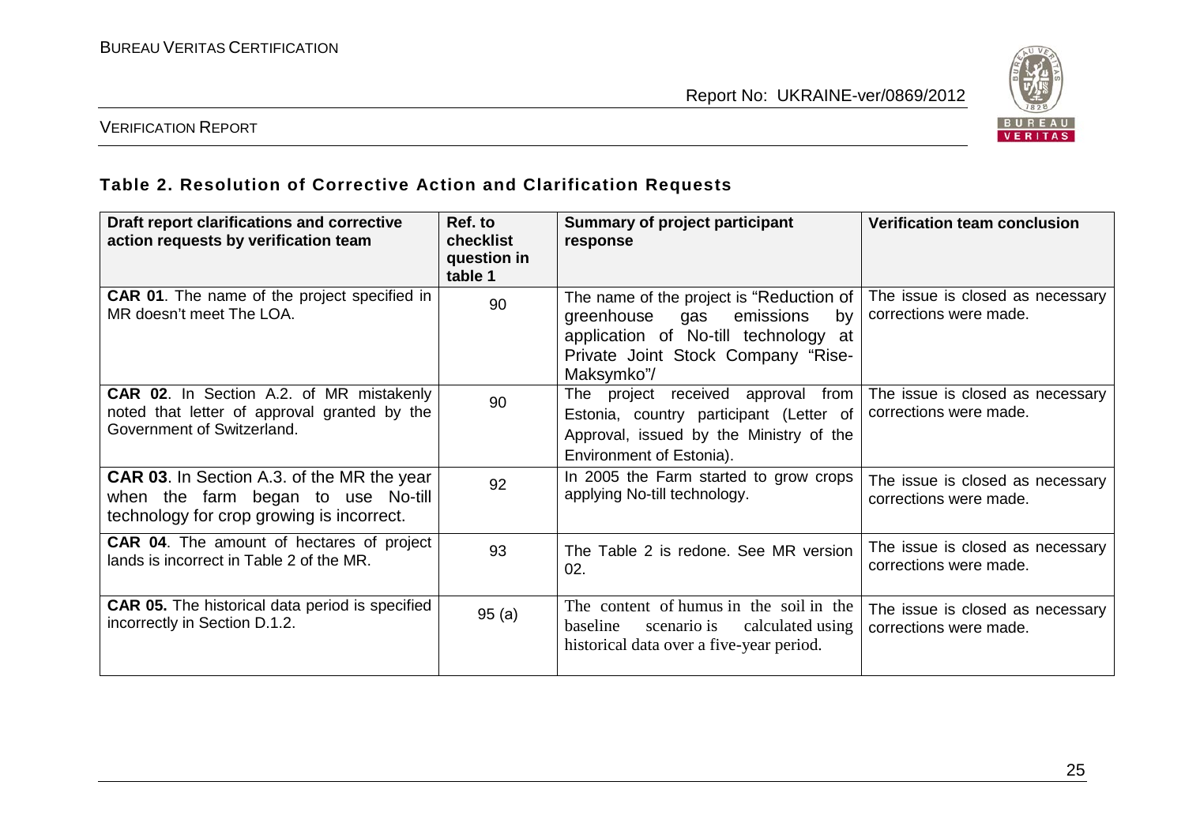### Table 2. Resolution of Corrective Action and Clarification Requests

| Draft report clarifications and corrective action requests by verification team | Ref. to checklist question in table 1 | Summary of project participant response | Verification team conclusion |
|---|---|---|---|
| **CAR 01**. The name of the project specified in MR doesn't meet The LOA. | 90 | The name of the project is "Reduction of greenhouse gas emissions by application of No-till technology at Private Joint Stock Company "Rise-Maksymko"/ | The issue is closed as necessary corrections were made. |
| **CAR 02**. In Section A.2. of MR mistakenly noted that letter of approval granted by the Government of Switzerland. | 90 | The project received approval from Estonia, country participant (Letter of Approval, issued by the Ministry of the Environment of Estonia). | The issue is closed as necessary corrections were made. |
| **CAR 03**. In Section A.3. of the MR the year when the farm began to use No-till technology for crop growing is incorrect. | 92 | In 2005 the Farm started to grow crops applying No-till technology. | The issue is closed as necessary corrections were made. |
| **CAR 04**. The amount of hectares of project lands is incorrect in Table 2 of the MR. | 93 | The Table 2 is redone. See MR version 02. | The issue is closed as necessary corrections were made. |
| **CAR 05.** The historical data period is specified incorrectly in Section D.1.2. | 95 (a) | The content of humus in the soil in the baseline scenario is calculated using historical data over a five-year period. | The issue is closed as necessary corrections were made. |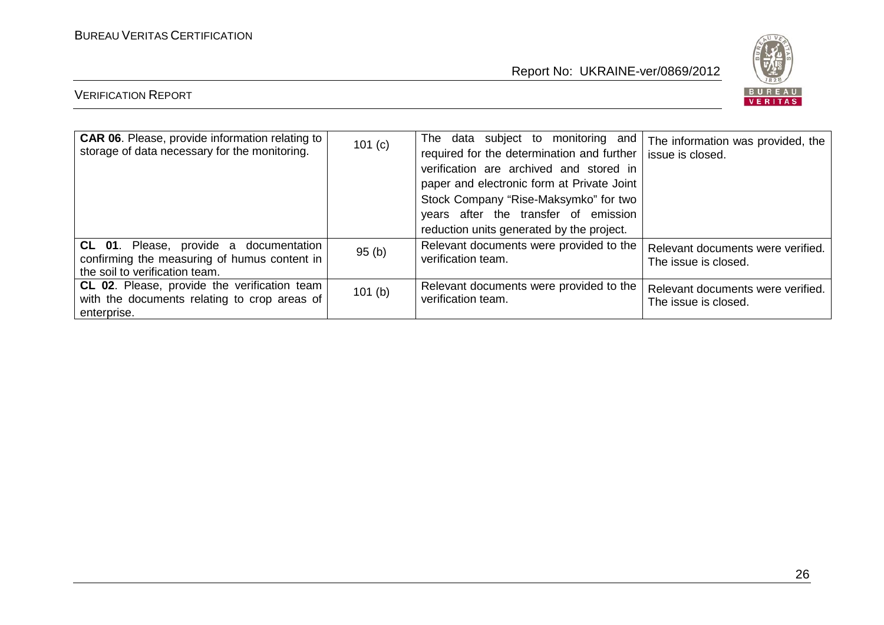| | | | |
|---|---|---|---|
| **CAR 06**. Please, provide information relating to storage of data necessary for the monitoring. | 101 (c) | The data subject to monitoring and required for the determination and further verification are archived and stored in paper and electronic form at Private Joint Stock Company "Rise-Maksymko" for two years after the transfer of emission reduction units generated by the project. | The information was provided, the issue is closed. |
| **CL 01**. Please, provide a documentation confirming the measuring of humus content in the soil to verification team. | 95 (b) | Relevant documents were provided to the verification team. | Relevant documents were verified. The issue is closed. |
| **CL 02**. Please, provide the verification team with the documents relating to crop areas of enterprise. | 101 (b) | Relevant documents were provided to the verification team. | Relevant documents were verified. The issue is closed. |